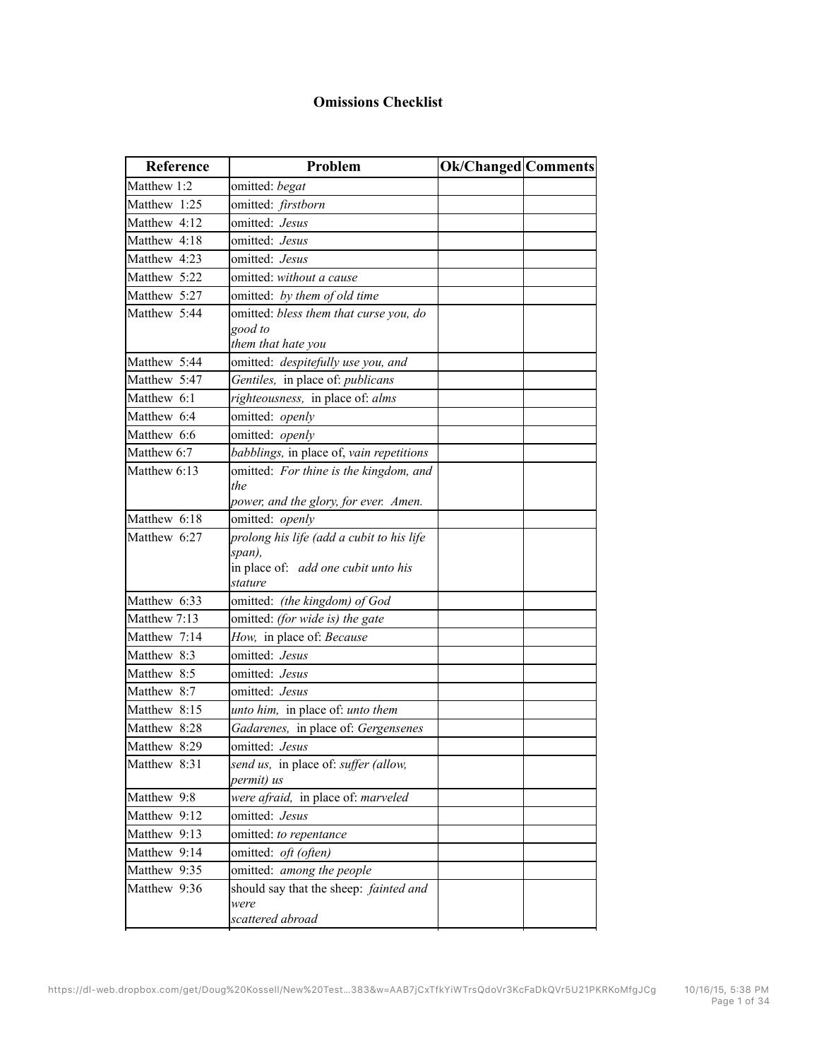# Omissions Checklist

| Reference | Problem | Ok/Changed | Comments |
| --- | --- | --- | --- |
| Matthew 1:2 | omitted: *begat* | | |
| Matthew 1:25 | omitted: *firstborn* | | |
| Matthew 4:12 | omitted: *Jesus* | | |
| Matthew 4:18 | omitted: *Jesus* | | |
| Matthew 4:23 | omitted: *Jesus* | | |
| Matthew 5:22 | omitted: *without a cause* | | |
| Matthew 5:27 | omitted: *by them of old time* | | |
| Matthew 5:44 | omitted: *bless them that curse you, do good to them that hate you* | | |
| Matthew 5:44 | omitted: *despitefully use you, and* | | |
| Matthew 5:47 | *Gentiles,* in place of: *publicans* | | |
| Matthew 6:1 | *righteousness,* in place of: *alms* | | |
| Matthew 6:4 | omitted: *openly* | | |
| Matthew 6:6 | omitted: *openly* | | |
| Matthew 6:7 | *babblings,* in place of, *vain repetitions* | | |
| Matthew 6:13 | omitted: *For thine is the kingdom, and the power, and the glory, for ever. Amen.* | | |
| Matthew 6:18 | omitted: *openly* | | |
| Matthew 6:27 | *prolong his life (add a cubit to his life span),* in place of: *add one cubit unto his stature* | | |
| Matthew 6:33 | omitted: *(the kingdom) of God* | | |
| Matthew 7:13 | omitted: *(for wide is) the gate* | | |
| Matthew 7:14 | *How,* in place of: *Because* | | |
| Matthew 8:3 | omitted: *Jesus* | | |
| Matthew 8:5 | omitted: *Jesus* | | |
| Matthew 8:7 | omitted: *Jesus* | | |
| Matthew 8:15 | *unto him,* in place of: *unto them* | | |
| Matthew 8:28 | *Gadarenes,* in place of: *Gergensenes* | | |
| Matthew 8:29 | omitted: *Jesus* | | |
| Matthew 8:31 | *send us,* in place of: *suffer (allow, permit) us* | | |
| Matthew 9:8 | *were afraid,* in place of: *marveled* | | |
| Matthew 9:12 | omitted: *Jesus* | | |
| Matthew 9:13 | omitted: *to repentance* | | |
| Matthew 9:14 | omitted: *oft (often)* | | |
| Matthew 9:35 | omitted: *among the people* | | |
| Matthew 9:36 | should say that the sheep: *fainted and were scattered abroad* | | |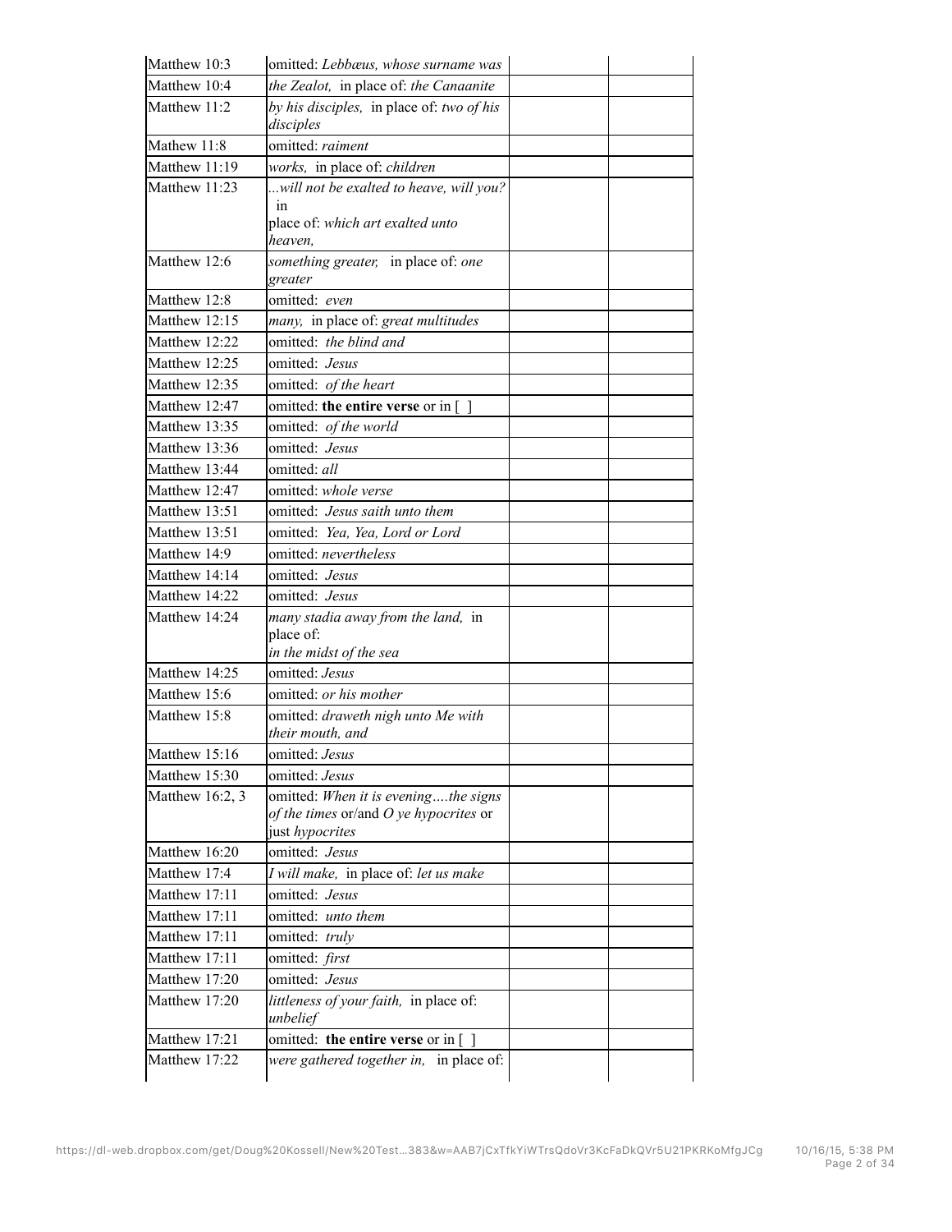| | | | |
|---|---|---|---|
| Matthew 10:3 | omitted: *Lebbæus, whose surname was* | | |
| Matthew 10:4 | *the Zealot,* in place of: *the Canaanite* | | |
| Matthew 11:2 | *by his disciples,* in place of: *two of his disciples* | | |
| Mathew 11:8 | omitted: *raiment* | | |
| Matthew 11:19 | *works,* in place of: *children* | | |
| Matthew 11:23 | *...will not be exalted to heave, will you?* in place of: *which art exalted unto heaven,* | | |
| Matthew 12:6 | *something greater,* in place of: *one greater* | | |
| Matthew 12:8 | omitted: *even* | | |
| Matthew 12:15 | *many,* in place of: *great multitudes* | | |
| Matthew 12:22 | omitted: *the blind and* | | |
| Matthew 12:25 | omitted: *Jesus* | | |
| Matthew 12:35 | omitted: *of the heart* | | |
| Matthew 12:47 | omitted: **the entire verse** or in [ ] | | |
| Matthew 13:35 | omitted: *of the world* | | |
| Matthew 13:36 | omitted: *Jesus* | | |
| Matthew 13:44 | omitted: *all* | | |
| Matthew 12:47 | omitted: *whole verse* | | |
| Matthew 13:51 | omitted: *Jesus saith unto them* | | |
| Matthew 13:51 | omitted: *Yea, Yea, Lord or Lord* | | |
| Matthew 14:9 | omitted: *nevertheless* | | |
| Matthew 14:14 | omitted: *Jesus* | | |
| Matthew 14:22 | omitted: *Jesus* | | |
| Matthew 14:24 | *many stadia away from the land,* in place of: *in the midst of the sea* | | |
| Matthew 14:25 | omitted: *Jesus* | | |
| Matthew 15:6 | omitted: *or his mother* | | |
| Matthew 15:8 | omitted: *draweth nigh unto Me with their mouth, and* | | |
| Matthew 15:16 | omitted: *Jesus* | | |
| Matthew 15:30 | omitted: *Jesus* | | |
| Matthew 16:2, 3 | omitted: *When it is evening....the signs of the times* or/and *O ye hypocrites* or just *hypocrites* | | |
| Matthew 16:20 | omitted: *Jesus* | | |
| Matthew 17:4 | *I will make,* in place of: *let us make* | | |
| Matthew 17:11 | omitted: *Jesus* | | |
| Matthew 17:11 | omitted: *unto them* | | |
| Matthew 17:11 | omitted: *truly* | | |
| Matthew 17:11 | omitted: *first* | | |
| Matthew 17:20 | omitted: *Jesus* | | |
| Matthew 17:20 | *littleness of your faith,* in place of: *unbelief* | | |
| Matthew 17:21 | omitted: **the entire verse** or in [ ] | | |
| Matthew 17:22 | *were gathered together in,* in place of: | | |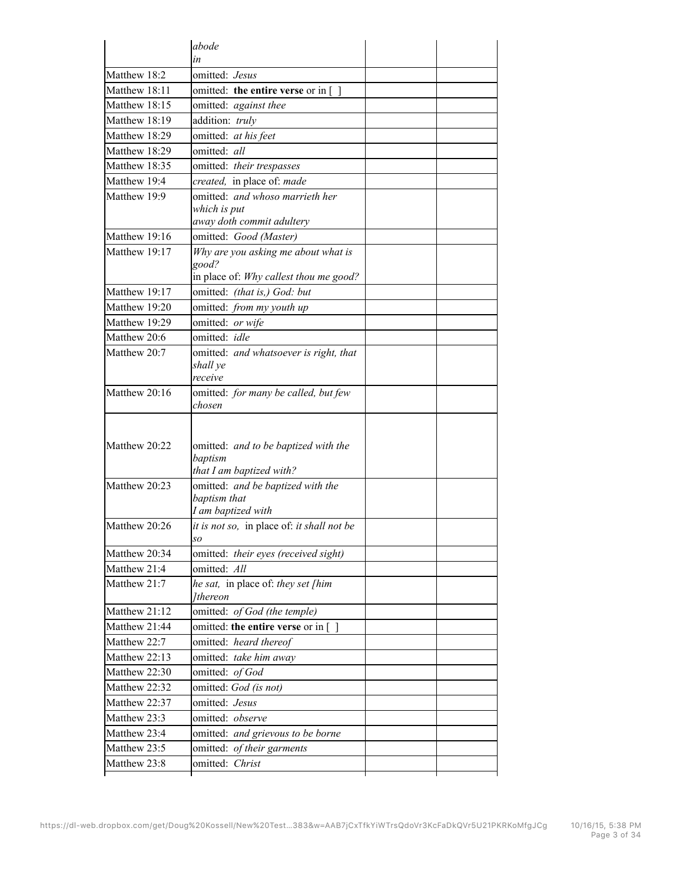| | | | |
|---|---|---|---|
| | *abode in* | | |
| Matthew 18:2 | omitted: *Jesus* | | |
| Matthew 18:11 | omitted: **the entire verse** or in [ ] | | |
| Matthew 18:15 | omitted: *against thee* | | |
| Matthew 18:19 | addition: *truly* | | |
| Matthew 18:29 | omitted: *at his feet* | | |
| Matthew 18:29 | omitted: *all* | | |
| Matthew 18:35 | omitted: *their trespasses* | | |
| Matthew 19:4 | *created,* in place of: *made* | | |
| Matthew 19:9 | omitted: *and whoso marrieth her which is put away doth commit adultery* | | |
| Matthew 19:16 | omitted: *Good (Master)* | | |
| Matthew 19:17 | *Why are you asking me about what is good?* in place of: *Why callest thou me good?* | | |
| Matthew 19:17 | omitted: *(that is,) God: but* | | |
| Matthew 19:20 | omitted: *from my youth up* | | |
| Matthew 19:29 | omitted: *or wife* | | |
| Matthew 20:6 | omitted: *idle* | | |
| Matthew 20:7 | omitted: *and whatsoever is right, that shall ye receive* | | |
| Matthew 20:16 | omitted: *for many be called, but few chosen* | | |
| Matthew 20:22 | omitted: *and to be baptized with the baptism that I am baptized with?* | | |
| Matthew 20:23 | omitted: *and be baptized with the baptism that I am baptized with* | | |
| Matthew 20:26 | *it is not so,* in place of: *it shall not be so* | | |
| Matthew 20:34 | omitted: *their eyes (received sight)* | | |
| Matthew 21:4 | omitted: *All* | | |
| Matthew 21:7 | *he sat,* in place of: *they set [him ]thereon* | | |
| Matthew 21:12 | omitted: *of God (the temple)* | | |
| Matthew 21:44 | omitted: **the entire verse** or in [ ] | | |
| Matthew 22:7 | omitted: *heard thereof* | | |
| Matthew 22:13 | omitted: *take him away* | | |
| Matthew 22:30 | omitted: *of God* | | |
| Matthew 22:32 | omitted: *God (is not)* | | |
| Matthew 22:37 | omitted: *Jesus* | | |
| Matthew 23:3 | omitted: *observe* | | |
| Matthew 23:4 | omitted: *and grievous to be borne* | | |
| Matthew 23:5 | omitted: *of their garments* | | |
| Matthew 23:8 | omitted: *Christ* | | |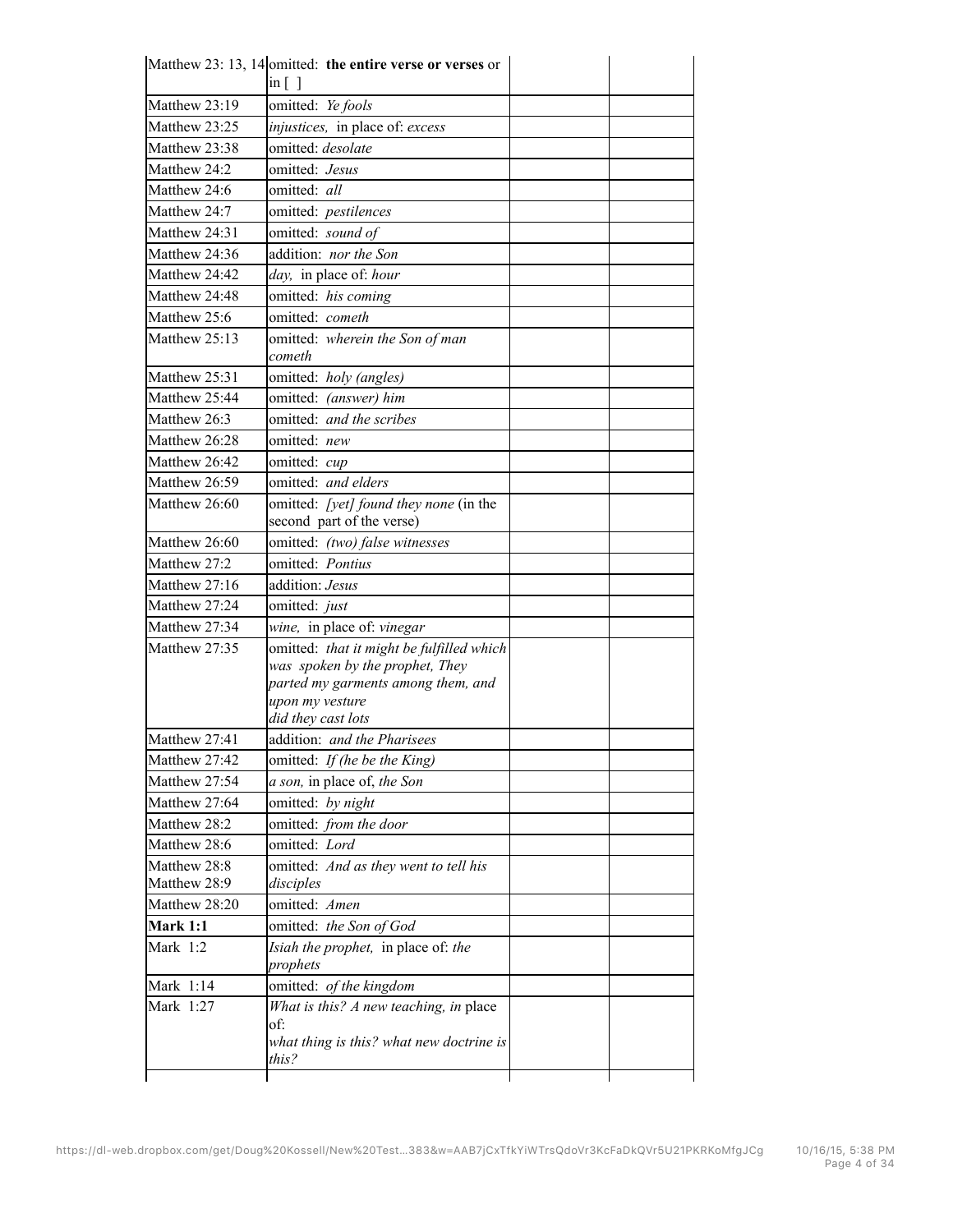| Matthew 23: 13, 14 | omitted: **the entire verse or verses** or in [ ] | | |
|---|---|---|---|
| Matthew 23:19 | omitted: *Ye fools* | | |
| Matthew 23:25 | *injustices,* in place of: *excess* | | |
| Matthew 23:38 | omitted: *desolate* | | |
| Matthew 24:2 | omitted: *Jesus* | | |
| Matthew 24:6 | omitted: *all* | | |
| Matthew 24:7 | omitted: *pestilences* | | |
| Matthew 24:31 | omitted: *sound of* | | |
| Matthew 24:36 | addition: *nor the Son* | | |
| Matthew 24:42 | *day,* in place of: *hour* | | |
| Matthew 24:48 | omitted: *his coming* | | |
| Matthew 25:6 | omitted: *cometh* | | |
| Matthew 25:13 | omitted: *wherein the Son of man cometh* | | |
| Matthew 25:31 | omitted: *holy (angles)* | | |
| Matthew 25:44 | omitted: *(answer) him* | | |
| Matthew 26:3 | omitted: *and the scribes* | | |
| Matthew 26:28 | omitted: *new* | | |
| Matthew 26:42 | omitted: *cup* | | |
| Matthew 26:59 | omitted: *and elders* | | |
| Matthew 26:60 | omitted: *[yet] found they none* (in the second part of the verse) | | |
| Matthew 26:60 | omitted: *(two) false witnesses* | | |
| Matthew 27:2 | omitted: *Pontius* | | |
| Matthew 27:16 | addition: *Jesus* | | |
| Matthew 27:24 | omitted: *just* | | |
| Matthew 27:34 | *wine,* in place of: *vinegar* | | |
| Matthew 27:35 | omitted: *that it might be fulfilled which was spoken by the prophet, They parted my garments among them, and upon my vesture did they cast lots* | | |
| Matthew 27:41 | addition: *and the Pharisees* | | |
| Matthew 27:42 | omitted: *If (he be the King)* | | |
| Matthew 27:54 | *a son,* in place of, *the Son* | | |
| Matthew 27:64 | omitted: *by night* | | |
| Matthew 28:2 | omitted: *from the door* | | |
| Matthew 28:6 | omitted: *Lord* | | |
| Matthew 28:8 Matthew 28:9 | omitted: *And as they went to tell his disciples* | | |
| Matthew 28:20 | omitted: *Amen* | | |
| **Mark 1:1** | omitted: *the Son of God* | | |
| Mark 1:2 | *Isiah the prophet,* in place of: *the prophets* | | |
| Mark 1:14 | omitted: *of the kingdom* | | |
| Mark 1:27 | *What is this? A new teaching, in* place of: *what thing is this? what new doctrine is this?* | | |
| | | | |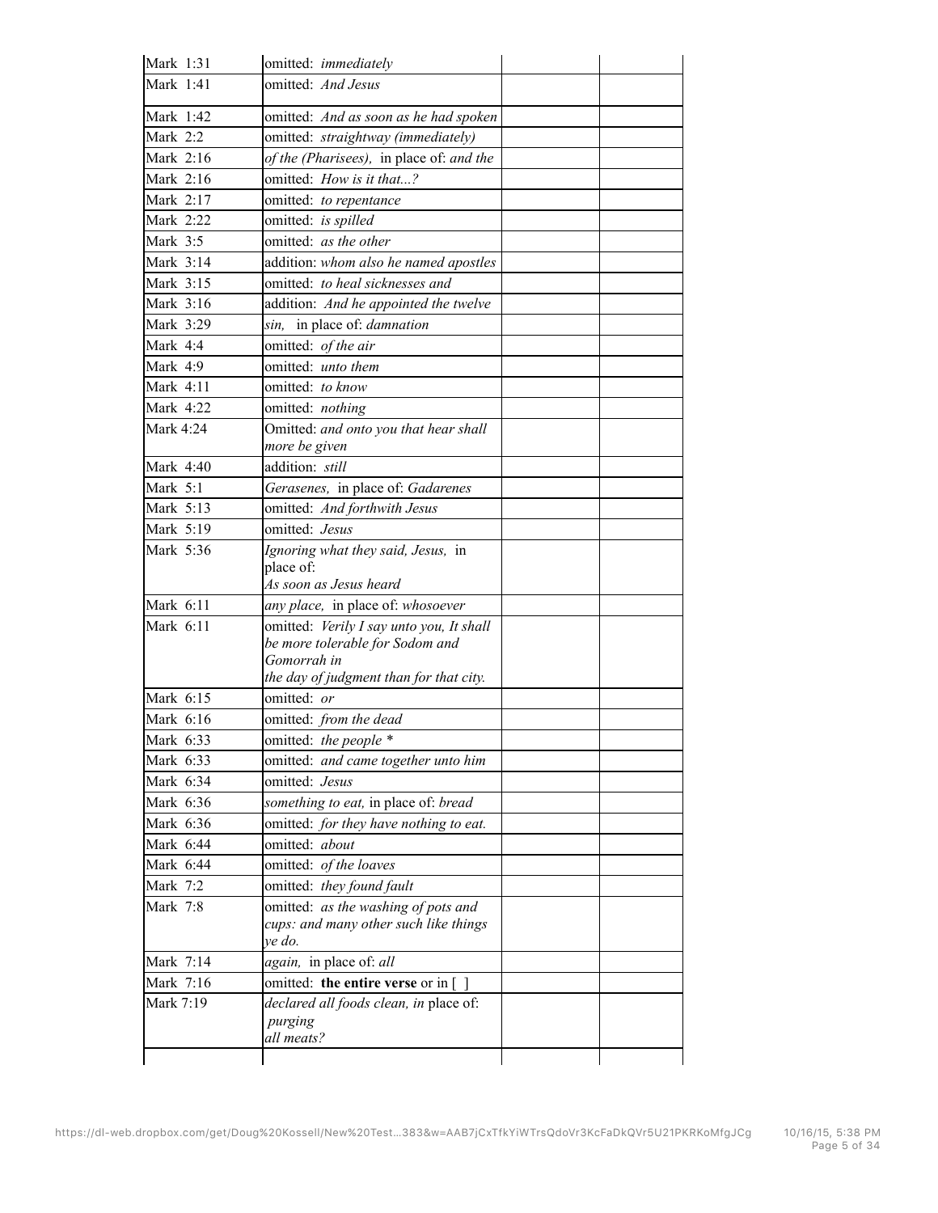| | | | |
|---|---|---|---|
| Mark 1:31 | omitted: *immediately* | | |
| Mark 1:41 | omitted: *And Jesus* | | |
| Mark 1:42 | omitted: *And as soon as he had spoken* | | |
| Mark 2:2 | omitted: *straightway (immediately)* | | |
| Mark 2:16 | *of the (Pharisees),* in place of: *and the* | | |
| Mark 2:16 | omitted: *How is it that...?* | | |
| Mark 2:17 | omitted: *to repentance* | | |
| Mark 2:22 | omitted: *is spilled* | | |
| Mark 3:5 | omitted: *as the other* | | |
| Mark 3:14 | addition: *whom also he named apostles* | | |
| Mark 3:15 | omitted: *to heal sicknesses and* | | |
| Mark 3:16 | addition: *And he appointed the twelve* | | |
| Mark 3:29 | *sin,* in place of: *damnation* | | |
| Mark 4:4 | omitted: *of the air* | | |
| Mark 4:9 | omitted: *unto them* | | |
| Mark 4:11 | omitted: *to know* | | |
| Mark 4:22 | omitted: *nothing* | | |
| Mark 4:24 | Omitted: *and onto you that hear shall more be given* | | |
| Mark 4:40 | addition: *still* | | |
| Mark 5:1 | *Gerasenes,* in place of: *Gadarenes* | | |
| Mark 5:13 | omitted: *And forthwith Jesus* | | |
| Mark 5:19 | omitted: *Jesus* | | |
| Mark 5:36 | *Ignoring what they said, Jesus,* in place of: *As soon as Jesus heard* | | |
| Mark 6:11 | *any place,* in place of: *whosoever* | | |
| Mark 6:11 | omitted: *Verily I say unto you, It shall be more tolerable for Sodom and Gomorrah in the day of judgment than for that city.* | | |
| Mark 6:15 | omitted: *or* | | |
| Mark 6:16 | omitted: *from the dead* | | |
| Mark 6:33 | omitted: *the people* * | | |
| Mark 6:33 | omitted: *and came together unto him* | | |
| Mark 6:34 | omitted: *Jesus* | | |
| Mark 6:36 | *something to eat,* in place of: *bread* | | |
| Mark 6:36 | omitted: *for they have nothing to eat.* | | |
| Mark 6:44 | omitted: *about* | | |
| Mark 6:44 | omitted: *of the loaves* | | |
| Mark 7:2 | omitted: *they found fault* | | |
| Mark 7:8 | omitted: *as the washing of pots and cups: and many other such like things ye do.* | | |
| Mark 7:14 | *again,* in place of: *all* | | |
| Mark 7:16 | omitted: **the entire verse** or in [ ] | | |
| Mark 7:19 | *declared all foods clean, in* place of: *purging all meats?* | | |
| | | | |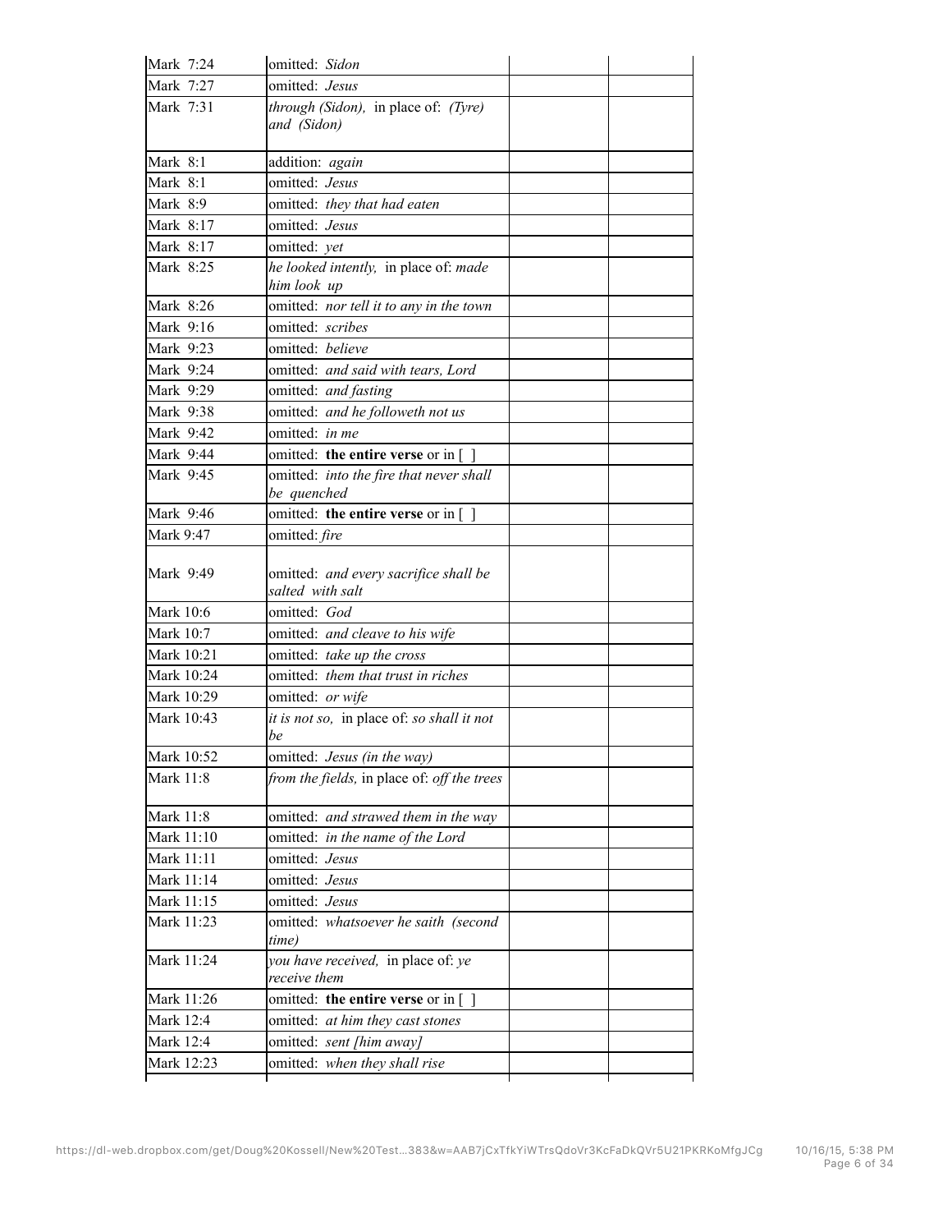| | | | |
|---|---|---|---|
| Mark 7:24 | omitted: *Sidon* | | |
| Mark 7:27 | omitted: *Jesus* | | |
| Mark 7:31 | *through (Sidon),* in place of: *(Tyre) and (Sidon)* | | |
| Mark 8:1 | addition: *again* | | |
| Mark 8:1 | omitted: *Jesus* | | |
| Mark 8:9 | omitted: *they that had eaten* | | |
| Mark 8:17 | omitted: *Jesus* | | |
| Mark 8:17 | omitted: *yet* | | |
| Mark 8:25 | *he looked intently,* in place of: *made him look up* | | |
| Mark 8:26 | omitted: *nor tell it to any in the town* | | |
| Mark 9:16 | omitted: *scribes* | | |
| Mark 9:23 | omitted: *believe* | | |
| Mark 9:24 | omitted: *and said with tears, Lord* | | |
| Mark 9:29 | omitted: *and fasting* | | |
| Mark 9:38 | omitted: *and he followeth not us* | | |
| Mark 9:42 | omitted: *in me* | | |
| Mark 9:44 | omitted: **the entire verse** or in [ ] | | |
| Mark 9:45 | omitted: *into the fire that never shall be quenched* | | |
| Mark 9:46 | omitted: **the entire verse** or in [ ] | | |
| Mark 9:47 | omitted: *fire* | | |
| Mark 9:49 | omitted: *and every sacrifice shall be salted with salt* | | |
| Mark 10:6 | omitted: *God* | | |
| Mark 10:7 | omitted: *and cleave to his wife* | | |
| Mark 10:21 | omitted: *take up the cross* | | |
| Mark 10:24 | omitted: *them that trust in riches* | | |
| Mark 10:29 | omitted: *or wife* | | |
| Mark 10:43 | *it is not so,* in place of: *so shall it not be* | | |
| Mark 10:52 | omitted: *Jesus (in the way)* | | |
| Mark 11:8 | *from the fields,* in place of: *off the trees* | | |
| Mark 11:8 | omitted: *and strawed them in the way* | | |
| Mark 11:10 | omitted: *in the name of the Lord* | | |
| Mark 11:11 | omitted: *Jesus* | | |
| Mark 11:14 | omitted: *Jesus* | | |
| Mark 11:15 | omitted: *Jesus* | | |
| Mark 11:23 | omitted: *whatsoever he saith (second time)* | | |
| Mark 11:24 | *you have received,* in place of: *ye receive them* | | |
| Mark 11:26 | omitted: **the entire verse** or in [ ] | | |
| Mark 12:4 | omitted: *at him they cast stones* | | |
| Mark 12:4 | omitted: *sent [him away]* | | |
| Mark 12:23 | omitted: *when they shall rise* | | |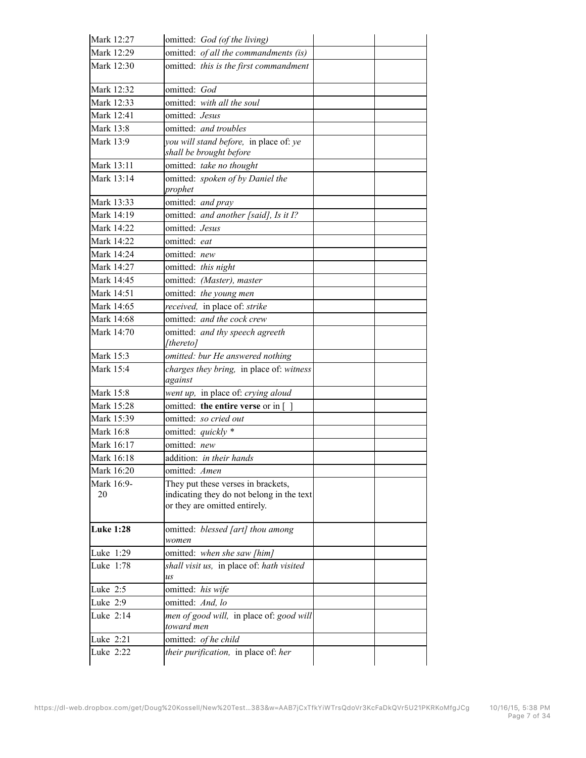| | | | |
|---|---|---|---|
| Mark 12:27 | omitted: *God (of the living)* | | |
| Mark 12:29 | omitted: *of all the commandments (is)* | | |
| Mark 12:30 | omitted: *this is the first commandment* | | |
| Mark 12:32 | omitted: *God* | | |
| Mark 12:33 | omitted: *with all the soul* | | |
| Mark 12:41 | omitted: *Jesus* | | |
| Mark 13:8 | omitted: *and troubles* | | |
| Mark 13:9 | *you will stand before,* in place of: *ye shall be brought before* | | |
| Mark 13:11 | omitted: *take no thought* | | |
| Mark 13:14 | omitted: *spoken of by Daniel the prophet* | | |
| Mark 13:33 | omitted: *and pray* | | |
| Mark 14:19 | omitted: *and another [said], Is it I?* | | |
| Mark 14:22 | omitted: *Jesus* | | |
| Mark 14:22 | omitted: *eat* | | |
| Mark 14:24 | omitted: *new* | | |
| Mark 14:27 | omitted: *this night* | | |
| Mark 14:45 | omitted: *(Master), master* | | |
| Mark 14:51 | omitted: *the young men* | | |
| Mark 14:65 | *received,* in place of: *strike* | | |
| Mark 14:68 | omitted: *and the cock crew* | | |
| Mark 14:70 | omitted: *and thy speech agreeth [thereto]* | | |
| Mark 15:3 | *omitted: bur He answered nothing* | | |
| Mark 15:4 | *charges they bring,* in place of: *witness against* | | |
| Mark 15:8 | *went up,* in place of: *crying aloud* | | |
| Mark 15:28 | omitted: **the entire verse** or in [ ] | | |
| Mark 15:39 | omitted: *so cried out* | | |
| Mark 16:8 | omitted: *quickly* * | | |
| Mark 16:17 | omitted: *new* | | |
| Mark 16:18 | addition: *in their hands* | | |
| Mark 16:20 | omitted: *Amen* | | |
| Mark 16:9-20 | They put these verses in brackets, indicating they do not belong in the text or they are omitted entirely. | | |
| **Luke 1:28** | omitted: *blessed [art] thou among women* | | |
| Luke 1:29 | omitted: *when she saw [him]* | | |
| Luke 1:78 | *shall visit us,* in place of: *hath visited us* | | |
| Luke 2:5 | omitted: *his wife* | | |
| Luke 2:9 | omitted: *And, lo* | | |
| Luke 2:14 | *men of good will,* in place of: *good will toward men* | | |
| Luke 2:21 | omitted: *of he child* | | |
| Luke 2:22 | *their purification,* in place of: *her* | | |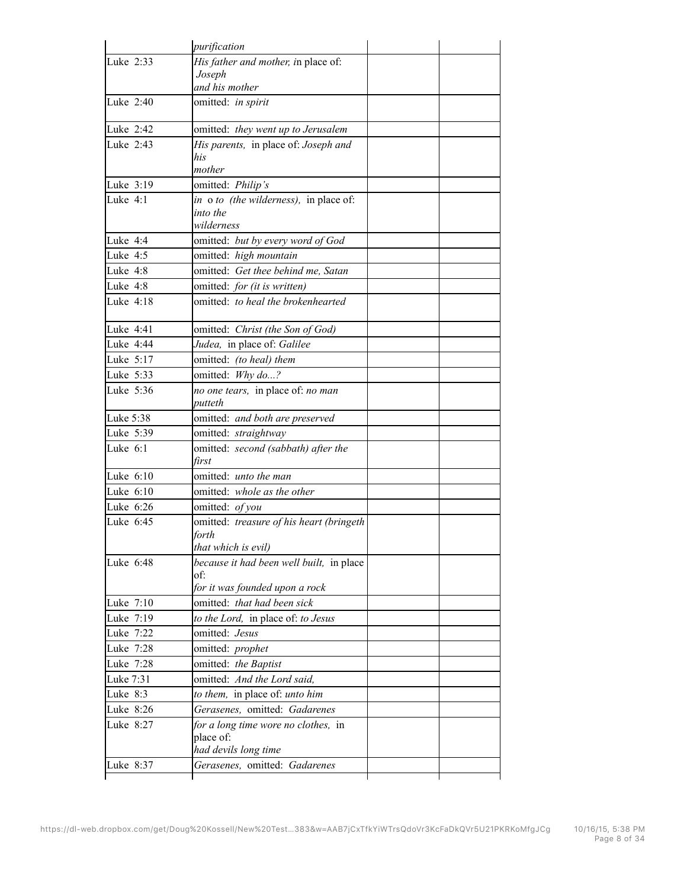| | | | |
|---|---|---|---|
| | *purification* | | |
| Luke 2:33 | *His father and mother, i*n place of: *Joseph and his mother* | | |
| Luke 2:40 | omitted: *in spirit* | | |
| Luke 2:42 | omitted: *they went up to Jerusalem* | | |
| Luke 2:43 | *His parents,* in place of: *Joseph and his mother* | | |
| Luke 3:19 | omitted: *Philip's* | | |
| Luke 4:1 | *in* o *to (the wilderness),* in place of: *into the wilderness* | | |
| Luke 4:4 | omitted: *but by every word of God* | | |
| Luke 4:5 | omitted: *high mountain* | | |
| Luke 4:8 | omitted: *Get thee behind me, Satan* | | |
| Luke 4:8 | omitted: *for (it is written)* | | |
| Luke 4:18 | omitted: *to heal the brokenhearted* | | |
| Luke 4:41 | omitted: *Christ (the Son of God)* | | |
| Luke 4:44 | *Judea,* in place of: *Galilee* | | |
| Luke 5:17 | omitted: *(to heal) them* | | |
| Luke 5:33 | omitted: *Why do...?* | | |
| Luke 5:36 | *no one tears,* in place of: *no man putteth* | | |
| Luke 5:38 | omitted: *and both are preserved* | | |
| Luke 5:39 | omitted: *straightway* | | |
| Luke 6:1 | omitted: *second (sabbath) after the first* | | |
| Luke 6:10 | omitted: *unto the man* | | |
| Luke 6:10 | omitted: *whole as the other* | | |
| Luke 6:26 | omitted: *of you* | | |
| Luke 6:45 | omitted: *treasure of his heart (bringeth forth that which is evil)* | | |
| Luke 6:48 | *because it had been well built,* in place of: *for it was founded upon a rock* | | |
| Luke 7:10 | omitted: *that had been sick* | | |
| Luke 7:19 | *to the Lord,* in place of: *to Jesus* | | |
| Luke 7:22 | omitted: *Jesus* | | |
| Luke 7:28 | omitted: *prophet* | | |
| Luke 7:28 | omitted: *the Baptist* | | |
| Luke 7:31 | omitted: *And the Lord said,* | | |
| Luke 8:3 | *to them,* in place of: *unto him* | | |
| Luke 8:26 | *Gerasenes,* omitted: *Gadarenes* | | |
| Luke 8:27 | *for a long time wore no clothes,* in place of: *had devils long time* | | |
| Luke 8:37 | *Gerasenes,* omitted: *Gadarenes* | | |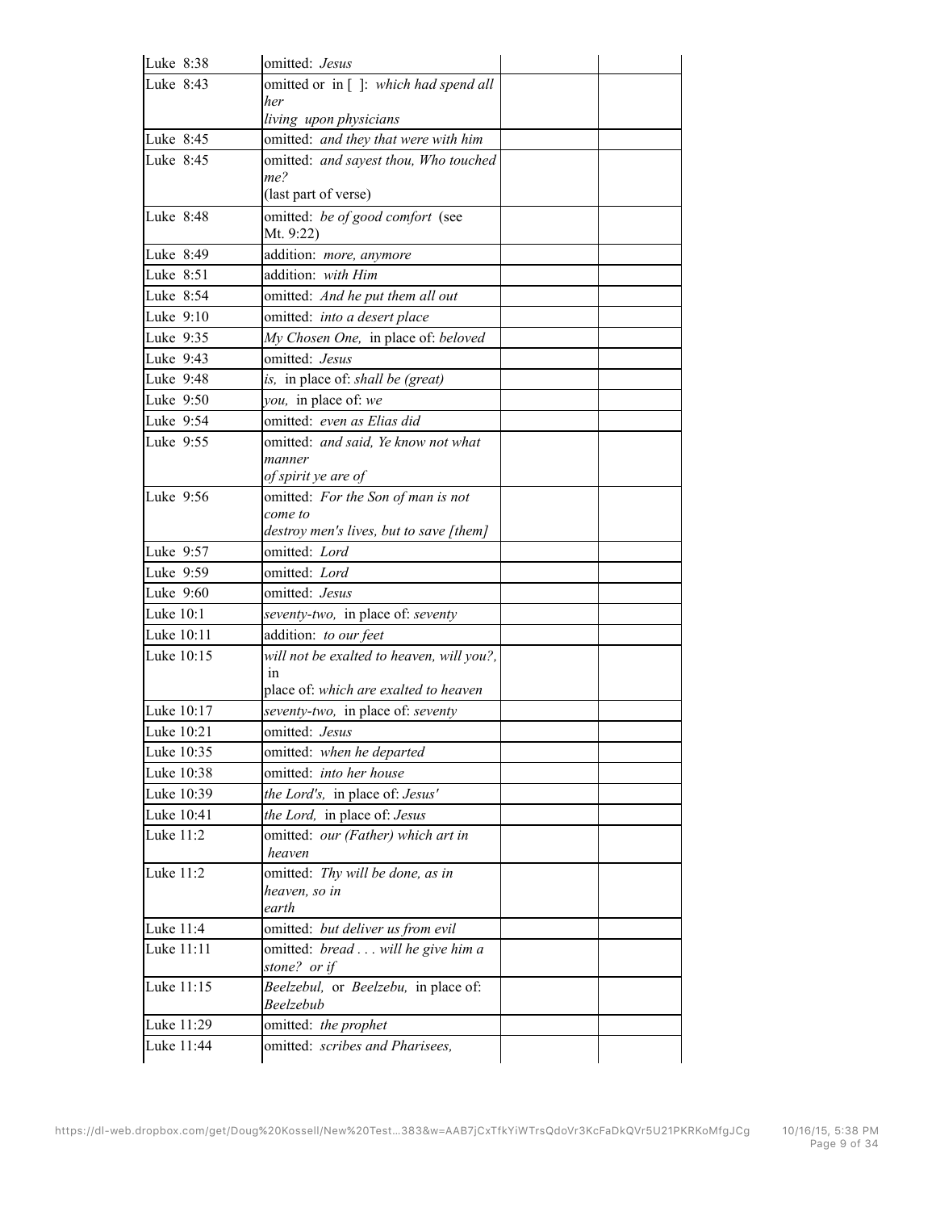| Luke 8:38 | omitted: *Jesus* | | |
|---|---|---|---|
| Luke 8:43 | omitted or in [ ]: *which had spend all her living upon physicians* | | |
| Luke 8:45 | omitted: *and they that were with him* | | |
| Luke 8:45 | omitted: *and sayest thou, Who touched me?* (last part of verse) | | |
| Luke 8:48 | omitted: *be of good comfort* (see Mt. 9:22) | | |
| Luke 8:49 | addition: *more, anymore* | | |
| Luke 8:51 | addition: *with Him* | | |
| Luke 8:54 | omitted: *And he put them all out* | | |
| Luke 9:10 | omitted: *into a desert place* | | |
| Luke 9:35 | *My Chosen One,* in place of: *beloved* | | |
| Luke 9:43 | omitted: *Jesus* | | |
| Luke 9:48 | *is,* in place of: *shall be (great)* | | |
| Luke 9:50 | *you,* in place of: *we* | | |
| Luke 9:54 | omitted: *even as Elias did* | | |
| Luke 9:55 | omitted: *and said, Ye know not what manner of spirit ye are of* | | |
| Luke 9:56 | omitted: *For the Son of man is not come to destroy men's lives, but to save [them]* | | |
| Luke 9:57 | omitted: *Lord* | | |
| Luke 9:59 | omitted: *Lord* | | |
| Luke 9:60 | omitted: *Jesus* | | |
| Luke 10:1 | *seventy-two,* in place of: *seventy* | | |
| Luke 10:11 | addition: *to our feet* | | |
| Luke 10:15 | *will not be exalted to heaven, will you?,* in place of: *which are exalted to heaven* | | |
| Luke 10:17 | *seventy-two,* in place of: *seventy* | | |
| Luke 10:21 | omitted: *Jesus* | | |
| Luke 10:35 | omitted: *when he departed* | | |
| Luke 10:38 | omitted: *into her house* | | |
| Luke 10:39 | *the Lord's,* in place of: *Jesus'* | | |
| Luke 10:41 | *the Lord,* in place of: *Jesus* | | |
| Luke 11:2 | omitted: *our (Father) which art in heaven* | | |
| Luke 11:2 | omitted: *Thy will be done, as in heaven, so in earth* | | |
| Luke 11:4 | omitted: *but deliver us from evil* | | |
| Luke 11:11 | omitted: *bread . . . will he give him a stone? or if* | | |
| Luke 11:15 | *Beelzebul,* or *Beelzebu,* in place of: *Beelzebub* | | |
| Luke 11:29 | omitted: *the prophet* | | |
| Luke 11:44 | omitted: *scribes and Pharisees,* | | |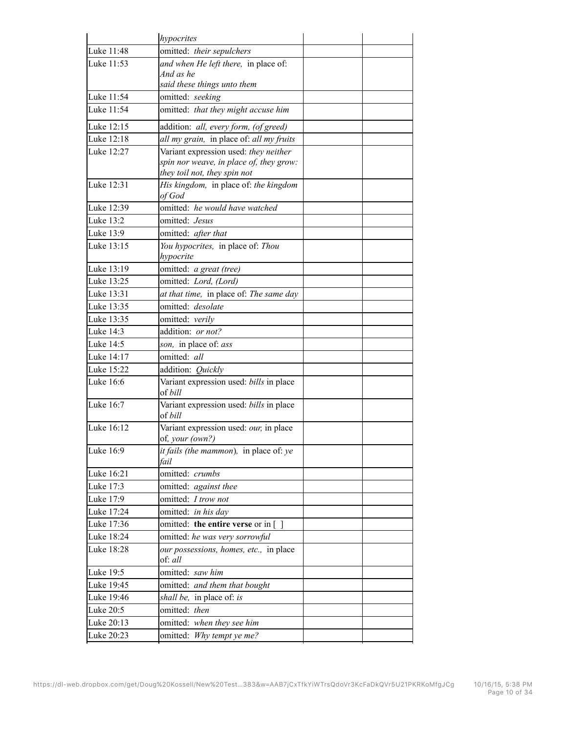| | | | |
|---|---|---|---|
| | *hypocrites* | | |
| Luke 11:48 | omitted: *their sepulchers* | | |
| Luke 11:53 | *and when He left there,* in place of: *And as he said these things unto them* | | |
| Luke 11:54 | omitted: *seeking* | | |
| Luke 11:54 | omitted: *that they might accuse him* | | |
| Luke 12:15 | addition: *all, every form, (of greed)* | | |
| Luke 12:18 | *all my grain,* in place of: *all my fruits* | | |
| Luke 12:27 | Variant expression used: *they neither spin nor weave, in place of, they grow: they toil not, they spin not* | | |
| Luke 12:31 | *His kingdom,* in place of: *the kingdom of God* | | |
| Luke 12:39 | omitted: *he would have watched* | | |
| Luke 13:2 | omitted: *Jesus* | | |
| Luke 13:9 | omitted: *after that* | | |
| Luke 13:15 | *You hypocrites,* in place of: *Thou hypocrite* | | |
| Luke 13:19 | omitted: *a great (tree)* | | |
| Luke 13:25 | omitted: *Lord, (Lord)* | | |
| Luke 13:31 | *at that time,* in place of: *The same day* | | |
| Luke 13:35 | omitted: *desolate* | | |
| Luke 13:35 | omitted: *verily* | | |
| Luke 14:3 | addition: *or not?* | | |
| Luke 14:5 | *son,* in place of: *ass* | | |
| Luke 14:17 | omitted: *all* | | |
| Luke 15:22 | addition: *Quickly* | | |
| Luke 16:6 | Variant expression used: *bills* in place of *bill* | | |
| Luke 16:7 | Variant expression used: *bills* in place of *bill* | | |
| Luke 16:12 | Variant expression used: *our,* in place of, *your (own?)* | | |
| Luke 16:9 | *it fails (the mammon),* in place of: *ye fail* | | |
| Luke 16:21 | omitted: *crumbs* | | |
| Luke 17:3 | omitted: *against thee* | | |
| Luke 17:9 | omitted: *I trow not* | | |
| Luke 17:24 | omitted: *in his day* | | |
| Luke 17:36 | omitted: **the entire verse** or in [ ] | | |
| Luke 18:24 | omitted: *he was very sorrowful* | | |
| Luke 18:28 | *our possessions, homes, etc.,* in place of: *all* | | |
| Luke 19:5 | omitted: *saw him* | | |
| Luke 19:45 | omitted: *and them that bought* | | |
| Luke 19:46 | *shall be,* in place of: *is* | | |
| Luke 20:5 | omitted: *then* | | |
| Luke 20:13 | omitted: *when they see him* | | |
| Luke 20:23 | omitted: *Why tempt ye me?* | | |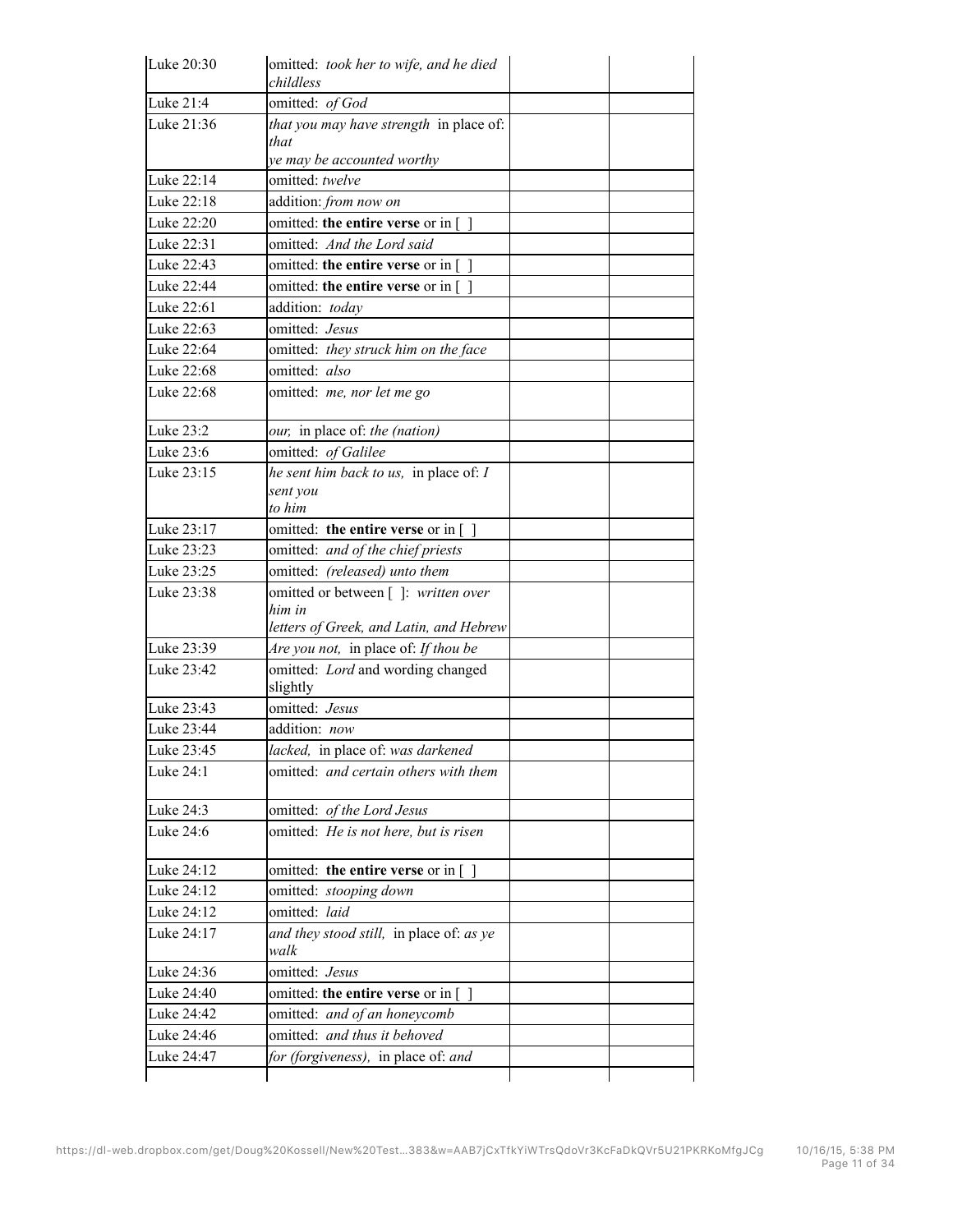| | | | |
|---|---|---|---|
| Luke 20:30 | omitted: *took her to wife, and he died childless* | | |
| Luke 21:4 | omitted: *of God* | | |
| Luke 21:36 | *that you may have strength* in place of: *that ye may be accounted worthy* | | |
| Luke 22:14 | omitted: *twelve* | | |
| Luke 22:18 | addition: *from now on* | | |
| Luke 22:20 | omitted: **the entire verse** or in [ ] | | |
| Luke 22:31 | omitted: *And the Lord said* | | |
| Luke 22:43 | omitted: **the entire verse** or in [ ] | | |
| Luke 22:44 | omitted: **the entire verse** or in [ ] | | |
| Luke 22:61 | addition: *today* | | |
| Luke 22:63 | omitted: *Jesus* | | |
| Luke 22:64 | omitted: *they struck him on the face* | | |
| Luke 22:68 | omitted: *also* | | |
| Luke 22:68 | omitted: *me, nor let me go* | | |
| Luke 23:2 | *our,* in place of: *the (nation)* | | |
| Luke 23:6 | omitted: *of Galilee* | | |
| Luke 23:15 | *he sent him back to us,* in place of: *I sent you to him* | | |
| Luke 23:17 | omitted: **the entire verse** or in [ ] | | |
| Luke 23:23 | omitted: *and of the chief priests* | | |
| Luke 23:25 | omitted: *(released) unto them* | | |
| Luke 23:38 | omitted or between [ ]: *written over him in letters of Greek, and Latin, and Hebrew* | | |
| Luke 23:39 | *Are you not,* in place of: *If thou be* | | |
| Luke 23:42 | omitted: *Lord* and wording changed slightly | | |
| Luke 23:43 | omitted: *Jesus* | | |
| Luke 23:44 | addition: *now* | | |
| Luke 23:45 | *lacked,* in place of: *was darkened* | | |
| Luke 24:1 | omitted: *and certain others with them* | | |
| Luke 24:3 | omitted: *of the Lord Jesus* | | |
| Luke 24:6 | omitted: *He is not here, but is risen* | | |
| Luke 24:12 | omitted: **the entire verse** or in [ ] | | |
| Luke 24:12 | omitted: *stooping down* | | |
| Luke 24:12 | omitted: *laid* | | |
| Luke 24:17 | *and they stood still,* in place of: *as ye walk* | | |
| Luke 24:36 | omitted: *Jesus* | | |
| Luke 24:40 | omitted: **the entire verse** or in [ ] | | |
| Luke 24:42 | omitted: *and of an honeycomb* | | |
| Luke 24:46 | omitted: *and thus it behoved* | | |
| Luke 24:47 | *for (forgiveness),* in place of: *and* | | |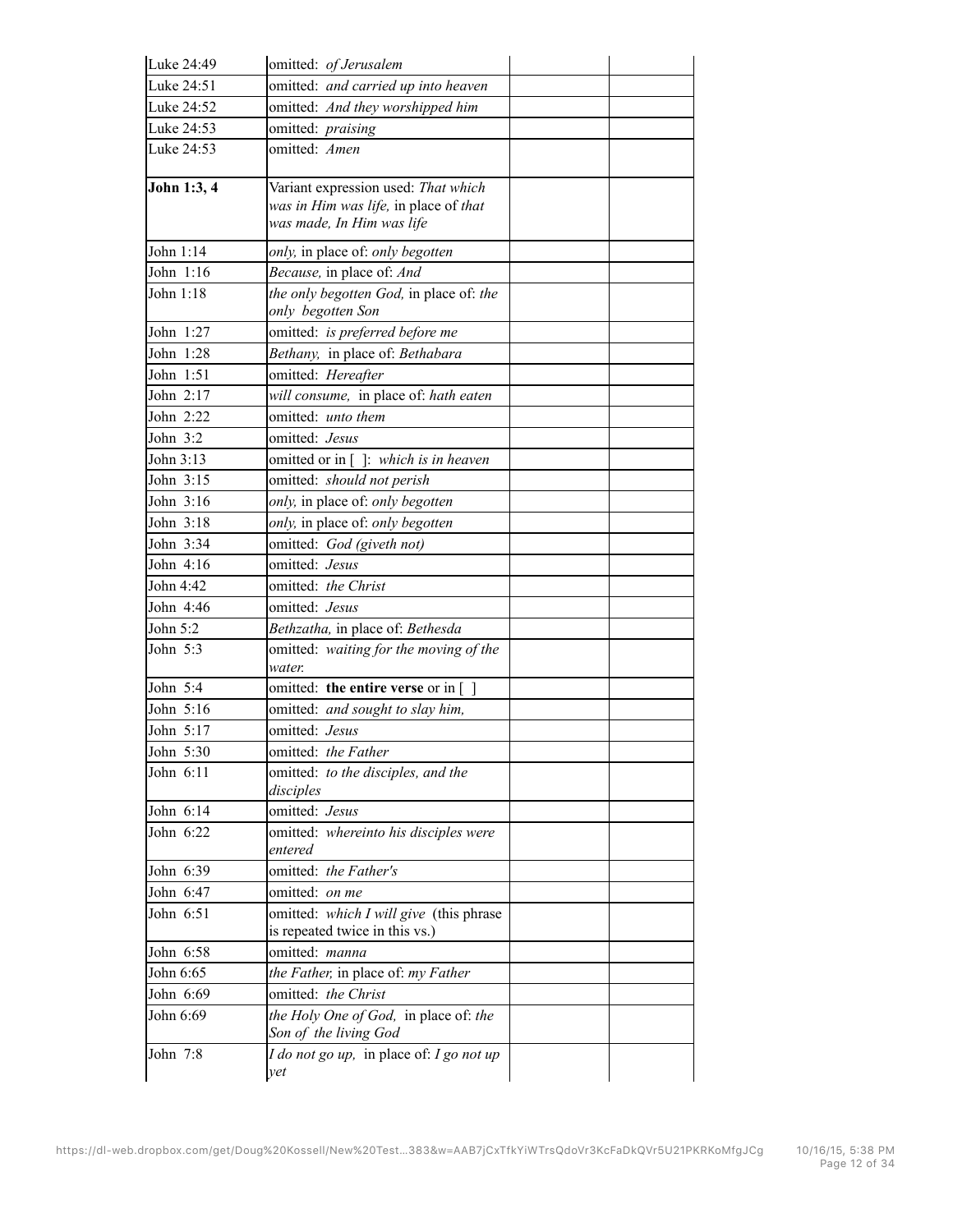| Luke 24:49 | omitted: *of Jerusalem* | | |
|---|---|---|---|
| Luke 24:51 | omitted: *and carried up into heaven* | | |
| Luke 24:52 | omitted: *And they worshipped him* | | |
| Luke 24:53 | omitted: *praising* | | |
| Luke 24:53 | omitted: *Amen* | | |
| **John 1:3, 4** | Variant expression used: *That which was in Him was life,* in place of *that was made, In Him was life* | | |
| John 1:14 | *only,* in place of: *only begotten* | | |
| John 1:16 | *Because,* in place of: *And* | | |
| John 1:18 | *the only begotten God,* in place of: *the only begotten Son* | | |
| John 1:27 | omitted: *is preferred before me* | | |
| John 1:28 | *Bethany,* in place of: *Bethabara* | | |
| John 1:51 | omitted: *Hereafter* | | |
| John 2:17 | *will consume,* in place of: *hath eaten* | | |
| John 2:22 | omitted: *unto them* | | |
| John 3:2 | omitted: *Jesus* | | |
| John 3:13 | omitted or in [ ]: *which is in heaven* | | |
| John 3:15 | omitted: *should not perish* | | |
| John 3:16 | *only,* in place of: *only begotten* | | |
| John 3:18 | *only,* in place of: *only begotten* | | |
| John 3:34 | omitted: *God (giveth not)* | | |
| John 4:16 | omitted: *Jesus* | | |
| John 4:42 | omitted: *the Christ* | | |
| John 4:46 | omitted: *Jesus* | | |
| John 5:2 | *Bethzatha,* in place of: *Bethesda* | | |
| John 5:3 | omitted: *waiting for the moving of the water.* | | |
| John 5:4 | omitted: **the entire verse** or in [ ] | | |
| John 5:16 | omitted: *and sought to slay him,* | | |
| John 5:17 | omitted: *Jesus* | | |
| John 5:30 | omitted: *the Father* | | |
| John 6:11 | omitted: *to the disciples, and the disciples* | | |
| John 6:14 | omitted: *Jesus* | | |
| John 6:22 | omitted: *whereinto his disciples were entered* | | |
| John 6:39 | omitted: *the Father's* | | |
| John 6:47 | omitted: *on me* | | |
| John 6:51 | omitted: *which I will give* (this phrase is repeated twice in this vs.) | | |
| John 6:58 | omitted: *manna* | | |
| John 6:65 | *the Father,* in place of: *my Father* | | |
| John 6:69 | omitted: *the Christ* | | |
| John 6:69 | *the Holy One of God,* in place of: *the Son of the living God* | | |
| John 7:8 | *I do not go up,* in place of: *I go not up yet* | | |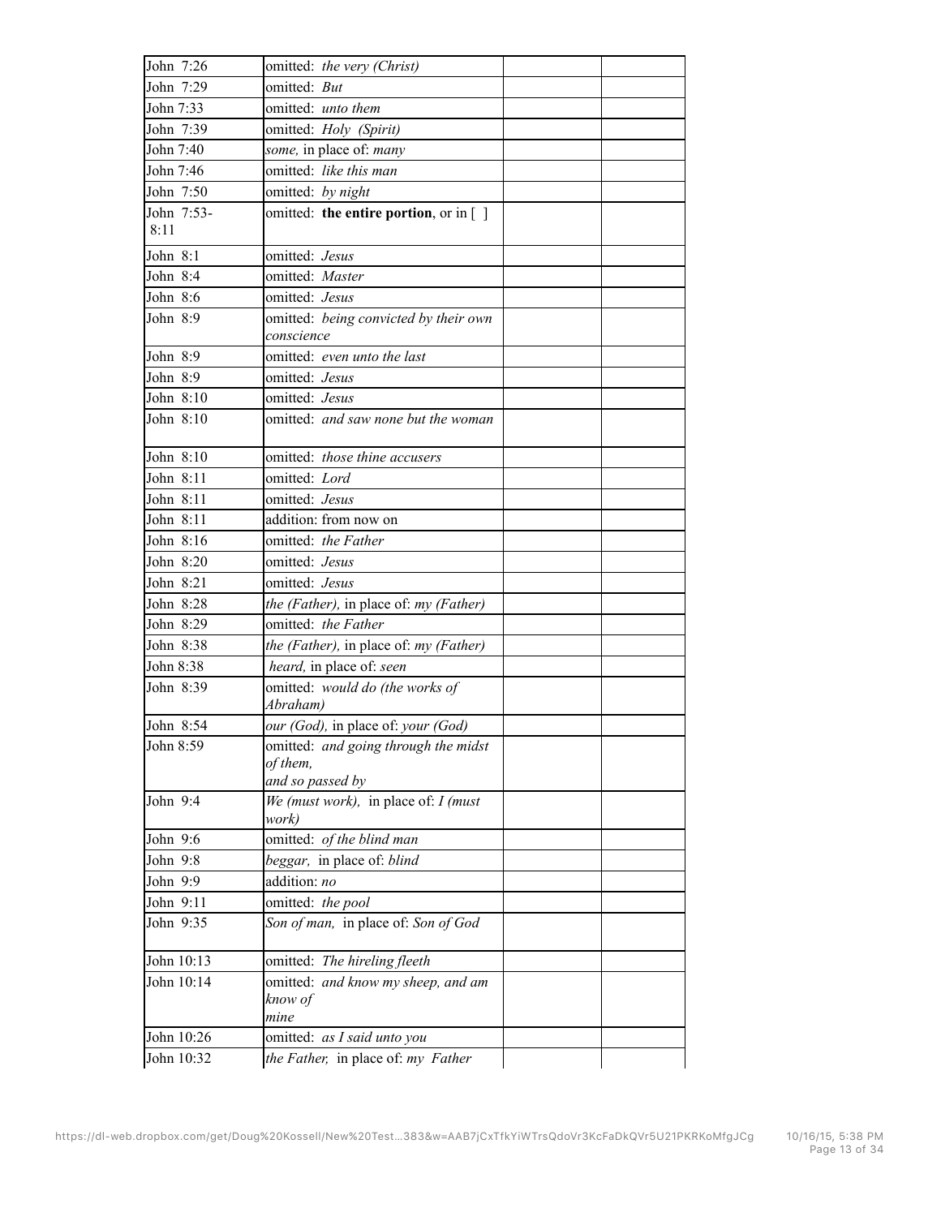| | | | |
|---|---|---|---|
| John 7:26 | omitted: *the very (Christ)* | | |
| John 7:29 | omitted: *But* | | |
| John 7:33 | omitted: *unto them* | | |
| John 7:39 | omitted: *Holy (Spirit)* | | |
| John 7:40 | *some,* in place of: *many* | | |
| John 7:46 | omitted: *like this man* | | |
| John 7:50 | omitted: *by night* | | |
| John 7:53-8:11 | omitted: **the entire portion**, or in [ ] | | |
| John 8:1 | omitted: *Jesus* | | |
| John 8:4 | omitted: *Master* | | |
| John 8:6 | omitted: *Jesus* | | |
| John 8:9 | omitted: *being convicted by their own conscience* | | |
| John 8:9 | omitted: *even unto the last* | | |
| John 8:9 | omitted: *Jesus* | | |
| John 8:10 | omitted: *Jesus* | | |
| John 8:10 | omitted: *and saw none but the woman* | | |
| John 8:10 | omitted: *those thine accusers* | | |
| John 8:11 | omitted: *Lord* | | |
| John 8:11 | omitted: *Jesus* | | |
| John 8:11 | addition: from now on | | |
| John 8:16 | omitted: *the Father* | | |
| John 8:20 | omitted: *Jesus* | | |
| John 8:21 | omitted: *Jesus* | | |
| John 8:28 | *the (Father),* in place of: *my (Father)* | | |
| John 8:29 | omitted: *the Father* | | |
| John 8:38 | *the (Father),* in place of: *my (Father)* | | |
| John 8:38 | *heard,* in place of: *seen* | | |
| John 8:39 | omitted: *would do (the works of Abraham)* | | |
| John 8:54 | *our (God),* in place of: *your (God)* | | |
| John 8:59 | omitted: *and going through the midst of them, and so passed by* | | |
| John 9:4 | *We (must work),* in place of: *I (must work)* | | |
| John 9:6 | omitted: *of the blind man* | | |
| John 9:8 | *beggar,* in place of: *blind* | | |
| John 9:9 | addition: *no* | | |
| John 9:11 | omitted: *the pool* | | |
| John 9:35 | *Son of man,* in place of: *Son of God* | | |
| John 10:13 | omitted: *The hireling fleeth* | | |
| John 10:14 | omitted: *and know my sheep, and am know of mine* | | |
| John 10:26 | omitted: *as I said unto you* | | |
| John 10:32 | *the Father,* in place of: *my Father* | | |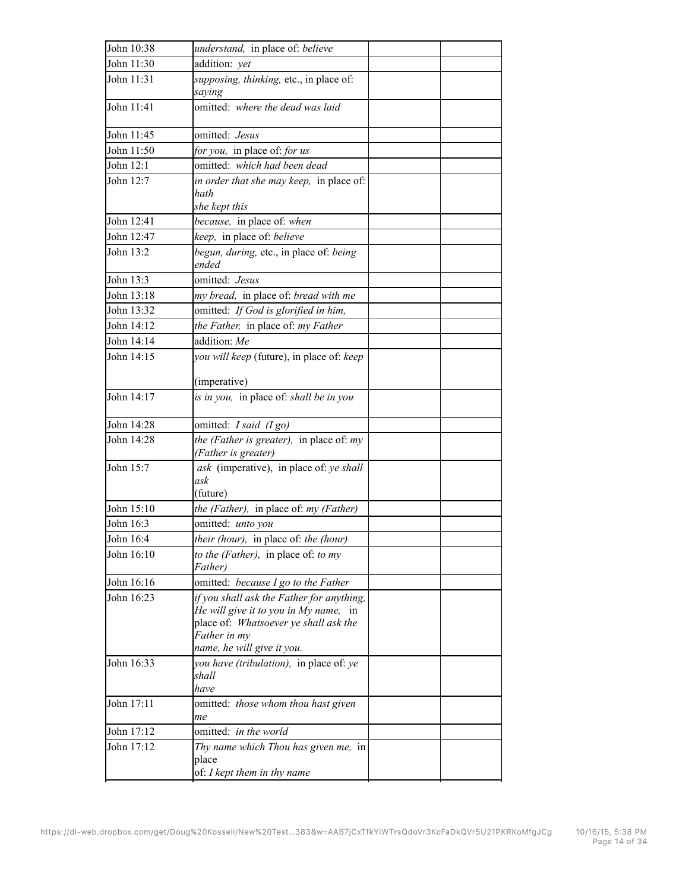| | | | |
|---|---|---|---|
| John 10:38 | *understand,* in place of: *believe* | | |
| John 11:30 | addition: *yet* | | |
| John 11:31 | *supposing, thinking,* etc., in place of: *saying* | | |
| John 11:41 | omitted: *where the dead was laid* | | |
| John 11:45 | omitted: *Jesus* | | |
| John 11:50 | *for you,* in place of: *for us* | | |
| John 12:1 | omitted: *which had been dead* | | |
| John 12:7 | *in order that she may keep,* in place of: *hath she kept this* | | |
| John 12:41 | *because,* in place of: *when* | | |
| John 12:47 | *keep,* in place of: *believe* | | |
| John 13:2 | *begun, during,* etc., in place of: *being ended* | | |
| John 13:3 | omitted: *Jesus* | | |
| John 13:18 | *my bread,* in place of: *bread with me* | | |
| John 13:32 | omitted: *If God is glorified in him,* | | |
| John 14:12 | *the Father,* in place of: *my Father* | | |
| John 14:14 | addition: *Me* | | |
| John 14:15 | *you will keep* (future), in place of: *keep* (imperative) | | |
| John 14:17 | *is in you,* in place of: *shall be in you* | | |
| John 14:28 | omitted: *I said (I go)* | | |
| John 14:28 | *the (Father is greater),* in place of: *my (Father is greater)* | | |
| John 15:7 | *ask* (imperative), in place of: *ye shall ask* (future) | | |
| John 15:10 | *the (Father),* in place of: *my (Father)* | | |
| John 16:3 | omitted: *unto you* | | |
| John 16:4 | *their (hour),* in place of: *the (hour)* | | |
| John 16:10 | *to the (Father),* in place of: *to my Father)* | | |
| John 16:16 | omitted: *because I go to the Father* | | |
| John 16:23 | *if you shall ask the Father for anything, He will give it to you in My name,* in place of: *Whatsoever ye shall ask the Father in my name, he will give it you.* | | |
| John 16:33 | *you have (tribulation),* in place of: *ye shall have* | | |
| John 17:11 | omitted: *those whom thou hast given me* | | |
| John 17:12 | omitted: *in the world* | | |
| John 17:12 | *Thy name which Thou has given me,* in place of: *I kept them in thy name* | | |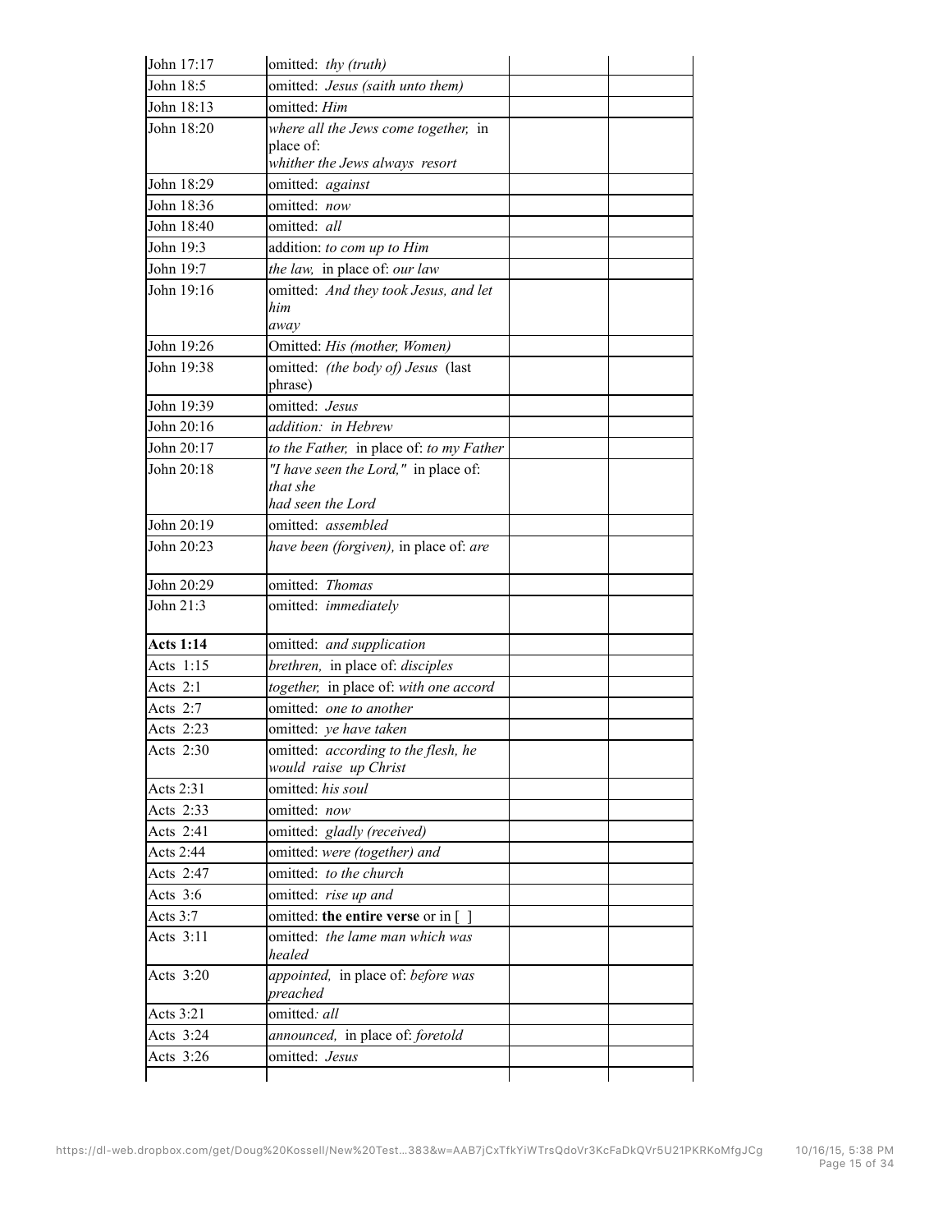| | | | |
|---|---|---|---|
| John 17:17 | omitted: *thy (truth)* | | |
| John 18:5 | omitted: *Jesus (saith unto them)* | | |
| John 18:13 | omitted: *Him* | | |
| John 18:20 | *where all the Jews come together,* in place of: *whither the Jews always resort* | | |
| John 18:29 | omitted: *against* | | |
| John 18:36 | omitted: *now* | | |
| John 18:40 | omitted: *all* | | |
| John 19:3 | addition: *to com up to Him* | | |
| John 19:7 | *the law,* in place of: *our law* | | |
| John 19:16 | omitted: *And they took Jesus, and let him away* | | |
| John 19:26 | Omitted: *His (mother, Women)* | | |
| John 19:38 | omitted: *(the body of) Jesus* (last phrase) | | |
| John 19:39 | omitted: *Jesus* | | |
| John 20:16 | *addition: in Hebrew* | | |
| John 20:17 | *to the Father,* in place of: *to my Father* | | |
| John 20:18 | *"I have seen the Lord,"* in place of: *that she had seen the Lord* | | |
| John 20:19 | omitted: *assembled* | | |
| John 20:23 | *have been (forgiven),* in place of: *are* | | |
| John 20:29 | omitted: *Thomas* | | |
| John 21:3 | omitted: *immediately* | | |
| **Acts 1:14** | omitted: *and supplication* | | |
| Acts 1:15 | *brethren,* in place of: *disciples* | | |
| Acts 2:1 | *together,* in place of: *with one accord* | | |
| Acts 2:7 | omitted: *one to another* | | |
| Acts 2:23 | omitted: *ye have taken* | | |
| Acts 2:30 | omitted: *according to the flesh, he would raise up Christ* | | |
| Acts 2:31 | omitted: *his soul* | | |
| Acts 2:33 | omitted: *now* | | |
| Acts 2:41 | omitted: *gladly (received)* | | |
| Acts 2:44 | omitted: *were (together) and* | | |
| Acts 2:47 | omitted: *to the church* | | |
| Acts 3:6 | omitted: *rise up and* | | |
| Acts 3:7 | omitted: **the entire verse** or in [ ] | | |
| Acts 3:11 | omitted: *the lame man which was healed* | | |
| Acts 3:20 | *appointed,* in place of: *before was preached* | | |
| Acts 3:21 | omitted*: all* | | |
| Acts 3:24 | *announced,* in place of: *foretold* | | |
| Acts 3:26 | omitted: *Jesus* | | |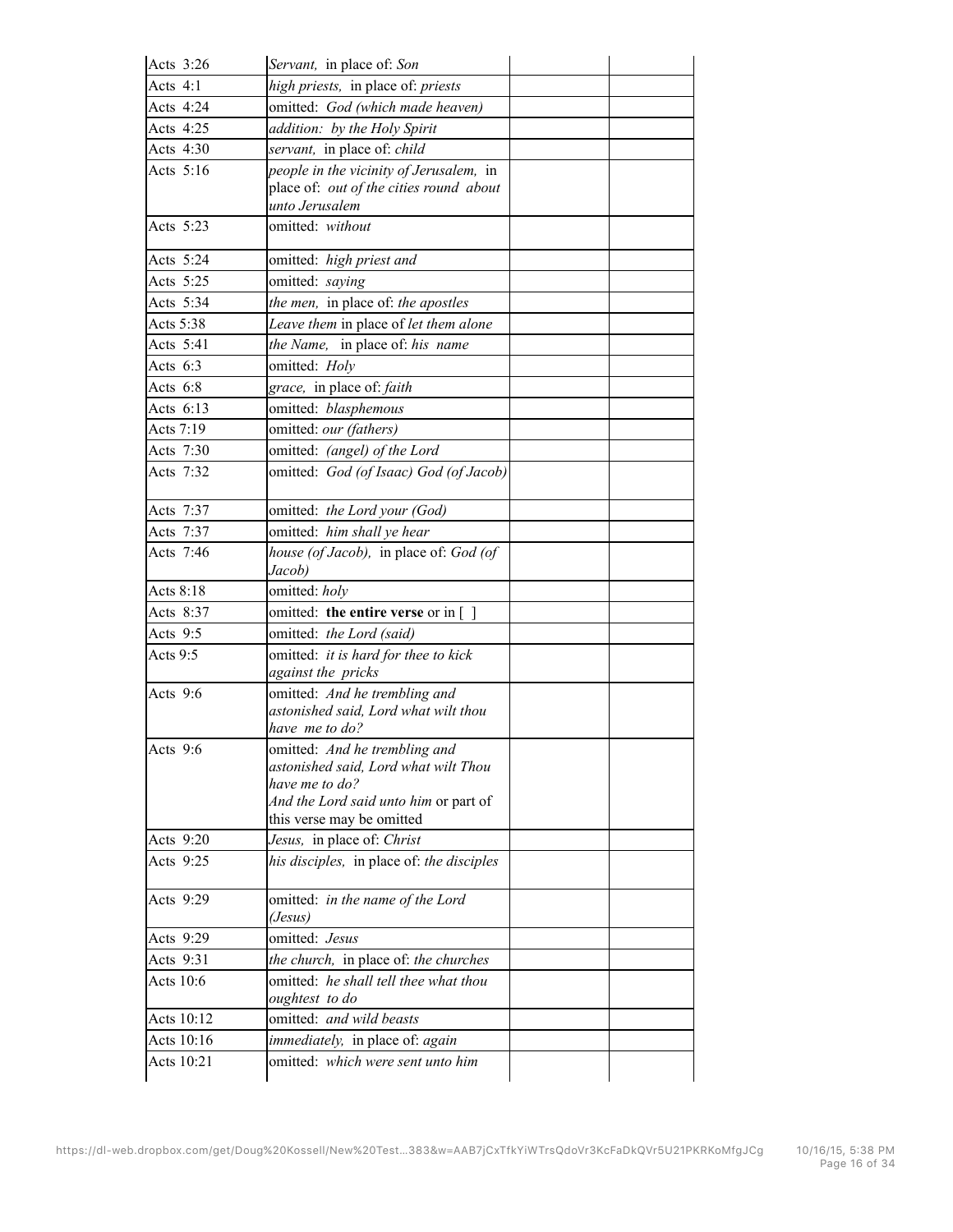| | | | |
|---|---|---|---|
| Acts 3:26 | *Servant,* in place of: *Son* | | |
| Acts 4:1 | *high priests,* in place of: *priests* | | |
| Acts 4:24 | omitted: *God (which made heaven)* | | |
| Acts 4:25 | *addition: by the Holy Spirit* | | |
| Acts 4:30 | *servant,* in place of: *child* | | |
| Acts 5:16 | *people in the vicinity of Jerusalem,* in place of: *out of the cities round about unto Jerusalem* | | |
| Acts 5:23 | omitted: *without* | | |
| Acts 5:24 | omitted: *high priest and* | | |
| Acts 5:25 | omitted: *saying* | | |
| Acts 5:34 | *the men,* in place of: *the apostles* | | |
| Acts 5:38 | *Leave them* in place of *let them alone* | | |
| Acts 5:41 | *the Name,* in place of: *his name* | | |
| Acts 6:3 | omitted: *Holy* | | |
| Acts 6:8 | *grace,* in place of: *faith* | | |
| Acts 6:13 | omitted: *blasphemous* | | |
| Acts 7:19 | omitted: *our (fathers)* | | |
| Acts 7:30 | omitted: *(angel) of the Lord* | | |
| Acts 7:32 | omitted: *God (of Isaac) God (of Jacob)* | | |
| Acts 7:37 | omitted: *the Lord your (God)* | | |
| Acts 7:37 | omitted: *him shall ye hear* | | |
| Acts 7:46 | *house (of Jacob),* in place of: *God (of Jacob)* | | |
| Acts 8:18 | omitted: *holy* | | |
| Acts 8:37 | omitted: **the entire verse** or in [ ] | | |
| Acts 9:5 | omitted: *the Lord (said)* | | |
| Acts 9:5 | omitted: *it is hard for thee to kick against the pricks* | | |
| Acts 9:6 | omitted: *And he trembling and astonished said, Lord what wilt thou have me to do?* | | |
| Acts 9:6 | omitted: *And he trembling and astonished said, Lord what wilt Thou have me to do? And the Lord said unto him* or part of this verse may be omitted | | |
| Acts 9:20 | *Jesus,* in place of: *Christ* | | |
| Acts 9:25 | *his disciples,* in place of: *the disciples* | | |
| Acts 9:29 | omitted: *in the name of the Lord (Jesus)* | | |
| Acts 9:29 | omitted: *Jesus* | | |
| Acts 9:31 | *the church,* in place of: *the churches* | | |
| Acts 10:6 | omitted: *he shall tell thee what thou oughtest to do* | | |
| Acts 10:12 | omitted: *and wild beasts* | | |
| Acts 10:16 | *immediately,* in place of: *again* | | |
| Acts 10:21 | omitted: *which were sent unto him* | | |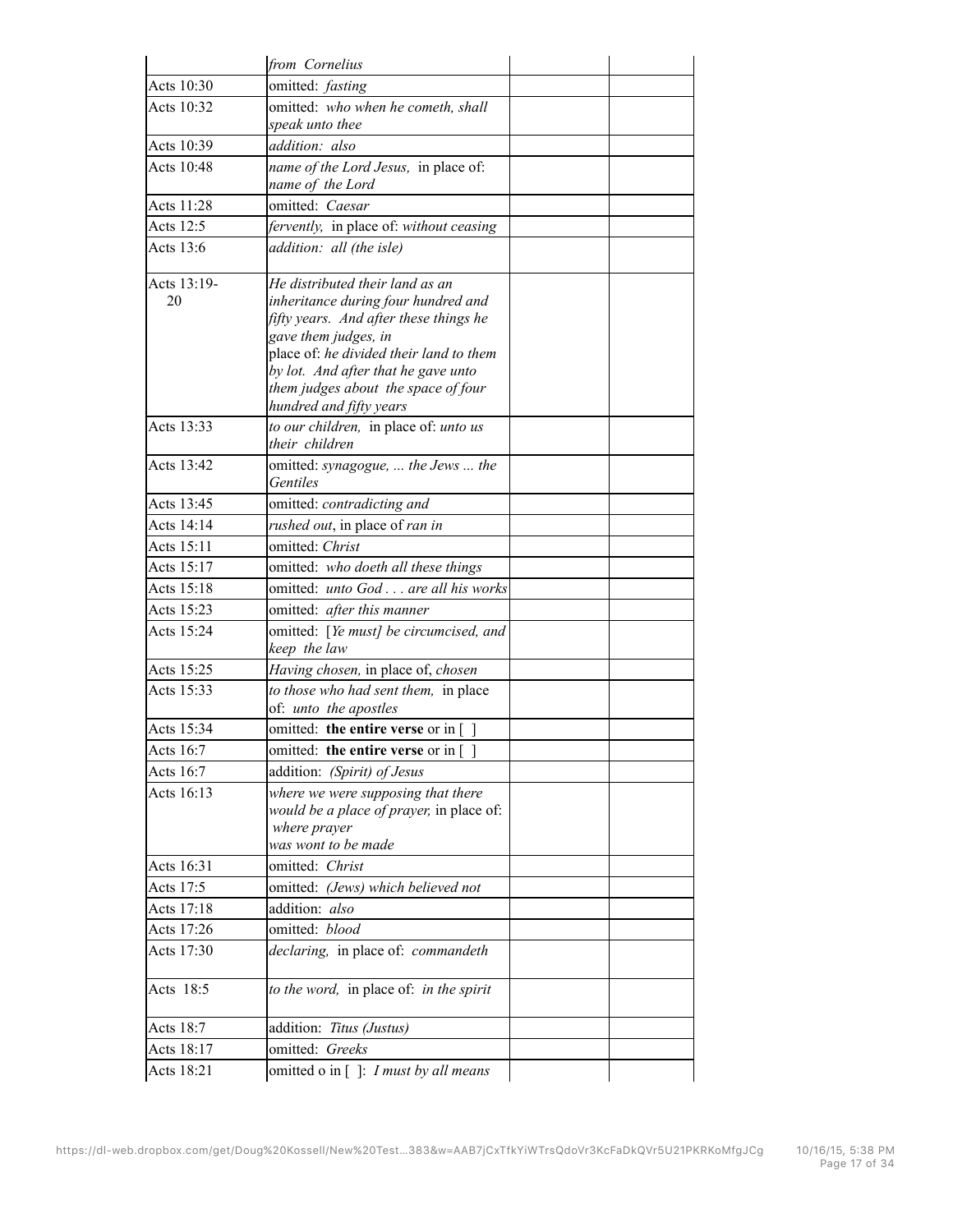| | | | |
|---|---|---|---|
| | *from Cornelius* | | |
| Acts 10:30 | omitted: *fasting* | | |
| Acts 10:32 | omitted: *who when he cometh, shall speak unto thee* | | |
| Acts 10:39 | *addition: also* | | |
| Acts 10:48 | *name of the Lord Jesus,* in place of: *name of the Lord* | | |
| Acts 11:28 | omitted: *Caesar* | | |
| Acts 12:5 | *fervently,* in place of: *without ceasing* | | |
| Acts 13:6 | *addition: all (the isle)* | | |
| Acts 13:19-20 | *He distributed their land as an inheritance during four hundred and fifty years. And after these things he gave them judges, in* place of: *he divided their land to them by lot. And after that he gave unto them judges about the space of four hundred and fifty years* | | |
| Acts 13:33 | *to our children,* in place of: *unto us their children* | | |
| Acts 13:42 | omitted: *synagogue, ... the Jews ... the Gentiles* | | |
| Acts 13:45 | omitted: *contradicting and* | | |
| Acts 14:14 | *rushed out*, in place of *ran in* | | |
| Acts 15:11 | omitted: *Christ* | | |
| Acts 15:17 | omitted: *who doeth all these things* | | |
| Acts 15:18 | omitted: *unto God . . . are all his works* | | |
| Acts 15:23 | omitted: *after this manner* | | |
| Acts 15:24 | omitted: *[Ye must] be circumcised, and keep the law* | | |
| Acts 15:25 | *Having chosen,* in place of, *chosen* | | |
| Acts 15:33 | *to those who had sent them,* in place of: *unto the apostles* | | |
| Acts 15:34 | omitted: **the entire verse** or in [ ] | | |
| Acts 16:7 | omitted: **the entire verse** or in [ ] | | |
| Acts 16:7 | addition: *(Spirit) of Jesus* | | |
| Acts 16:13 | *where we were supposing that there would be a place of prayer,* in place of: *where prayer was wont to be made* | | |
| Acts 16:31 | omitted: *Christ* | | |
| Acts 17:5 | omitted: *(Jews) which believed not* | | |
| Acts 17:18 | addition: *also* | | |
| Acts 17:26 | omitted: *blood* | | |
| Acts 17:30 | *declaring,* in place of: *commandeth* | | |
| Acts 18:5 | *to the word,* in place of: *in the spirit* | | |
| Acts 18:7 | addition: *Titus (Justus)* | | |
| Acts 18:17 | omitted: *Greeks* | | |
| Acts 18:21 | omitted o in [ ]: *I must by all means* | | |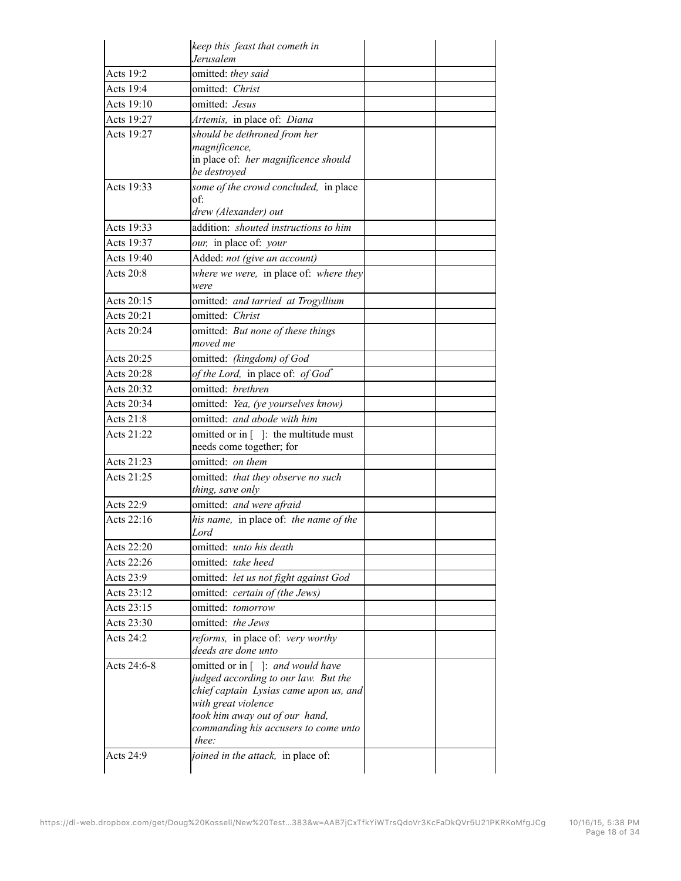| | | | |
|---|---|---|---|
| | *keep this feast that cometh in Jerusalem* | | |
| Acts 19:2 | omitted: *they said* | | |
| Acts 19:4 | omitted: *Christ* | | |
| Acts 19:10 | omitted: *Jesus* | | |
| Acts 19:27 | *Artemis,* in place of: *Diana* | | |
| Acts 19:27 | *should be dethroned from her magnificence,* in place of: *her magnificence should be destroyed* | | |
| Acts 19:33 | *some of the crowd concluded,* in place of: *drew (Alexander) out* | | |
| Acts 19:33 | addition: *shouted instructions to him* | | |
| Acts 19:37 | *our,* in place of: *your* | | |
| Acts 19:40 | Added: *not (give an account)* | | |
| Acts 20:8 | *where we were,* in place of: *where they were* | | |
| Acts 20:15 | omitted: *and tarried at Trogyllium* | | |
| Acts 20:21 | omitted: *Christ* | | |
| Acts 20:24 | omitted: *But none of these things moved me* | | |
| Acts 20:25 | omitted: *(kingdom) of God* | | |
| Acts 20:28 | *of the Lord,* in place of: *of God*[*] | | |
| Acts 20:32 | omitted: *brethren* | | |
| Acts 20:34 | omitted: *Yea, (ye yourselves know)* | | |
| Acts 21:8 | omitted: *and abode with him* | | |
| Acts 21:22 | omitted or in [ ]: the multitude must needs come together; for | | |
| Acts 21:23 | omitted: *on them* | | |
| Acts 21:25 | omitted: *that they observe no such thing, save only* | | |
| Acts 22:9 | omitted: *and were afraid* | | |
| Acts 22:16 | *his name,* in place of: *the name of the Lord* | | |
| Acts 22:20 | omitted: *unto his death* | | |
| Acts 22:26 | omitted: *take heed* | | |
| Acts 23:9 | omitted: *let us not fight against God* | | |
| Acts 23:12 | omitted: *certain of (the Jews)* | | |
| Acts 23:15 | omitted: *tomorrow* | | |
| Acts 23:30 | omitted: *the Jews* | | |
| Acts 24:2 | *reforms,* in place of: *very worthy deeds are done unto* | | |
| Acts 24:6-8 | omitted or in [ ]: *and would have judged according to our law. But the chief captain Lysias came upon us, and with great violence took him away out of our hand, commanding his accusers to come unto thee:* | | |
| Acts 24:9 | *joined in the attack,* in place of: | | |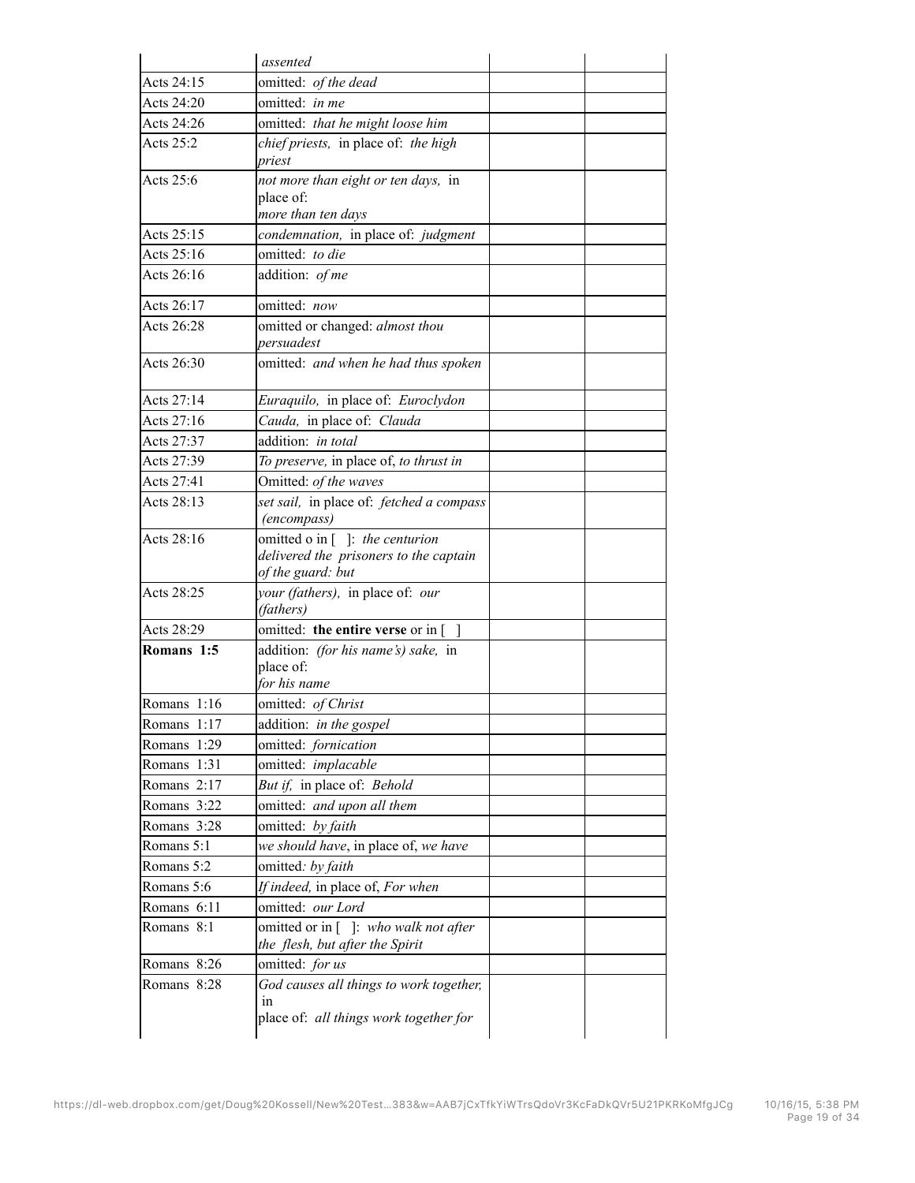| | | | |
|---|---|---|---|
| | *assented* | | |
| Acts 24:15 | omitted: *of the dead* | | |
| Acts 24:20 | omitted: *in me* | | |
| Acts 24:26 | omitted: *that he might loose him* | | |
| Acts 25:2 | *chief priests,* in place of: *the high priest* | | |
| Acts 25:6 | *not more than eight or ten days,* in place of: *more than ten days* | | |
| Acts 25:15 | *condemnation,* in place of: *judgment* | | |
| Acts 25:16 | omitted: *to die* | | |
| Acts 26:16 | addition: *of me* | | |
| Acts 26:17 | omitted: *now* | | |
| Acts 26:28 | omitted or changed: *almost thou persuadest* | | |
| Acts 26:30 | omitted: *and when he had thus spoken* | | |
| Acts 27:14 | *Euraquilo,* in place of: *Euroclydon* | | |
| Acts 27:16 | *Cauda,* in place of: *Clauda* | | |
| Acts 27:37 | addition: *in total* | | |
| Acts 27:39 | *To preserve,* in place of, *to thrust in* | | |
| Acts 27:41 | Omitted: *of the waves* | | |
| Acts 28:13 | *set sail,* in place of: *fetched a compass (encompass)* | | |
| Acts 28:16 | omitted o in [ ]: *the centurion delivered the prisoners to the captain of the guard: but* | | |
| Acts 28:25 | *your (fathers),* in place of: *our (fathers)* | | |
| Acts 28:29 | omitted: **the entire verse** or in [ ] | | |
| **Romans 1:5** | addition: *(for his name's) sake,* in place of: *for his name* | | |
| Romans 1:16 | omitted: *of Christ* | | |
| Romans 1:17 | addition: *in the gospel* | | |
| Romans 1:29 | omitted: *fornication* | | |
| Romans 1:31 | omitted: *implacable* | | |
| Romans 2:17 | *But if,* in place of: *Behold* | | |
| Romans 3:22 | omitted: *and upon all them* | | |
| Romans 3:28 | omitted: *by faith* | | |
| Romans 5:1 | *we should have*, in place of, *we have* | | |
| Romans 5:2 | omitted: *by faith* | | |
| Romans 5:6 | *If indeed,* in place of, *For when* | | |
| Romans 6:11 | omitted: *our Lord* | | |
| Romans 8:1 | omitted or in [ ]: *who walk not after the flesh, but after the Spirit* | | |
| Romans 8:26 | omitted: *for us* | | |
| Romans 8:28 | *God causes all things to work together,* in place of: *all things work together for* | | |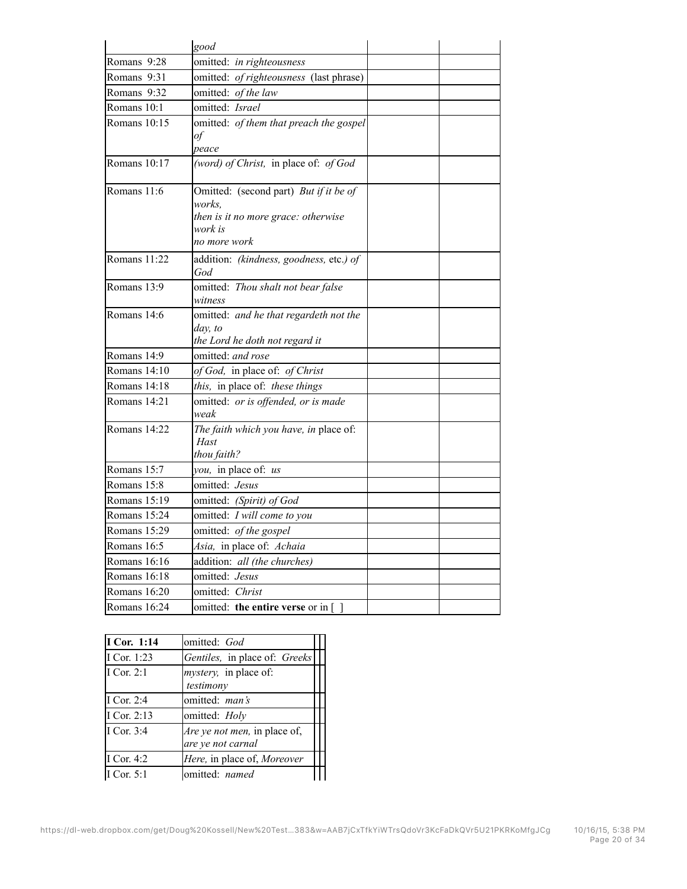| | | | |
|---|---|---|---|
| | *good* | | |
| Romans 9:28 | omitted: *in righteousness* | | |
| Romans 9:31 | omitted: *of righteousness* (last phrase) | | |
| Romans 9:32 | omitted: *of the law* | | |
| Romans 10:1 | omitted: *Israel* | | |
| Romans 10:15 | omitted: *of them that preach the gospel of peace* | | |
| Romans 10:17 | *(word) of Christ,* in place of: *of God* | | |
| Romans 11:6 | Omitted: (second part) *But if it be of works, then is it no more grace: otherwise work is no more work* | | |
| Romans 11:22 | addition: *(kindness, goodness,* etc.*) of God* | | |
| Romans 13:9 | omitted: *Thou shalt not bear false witness* | | |
| Romans 14:6 | omitted: *and he that regardeth not the day, to the Lord he doth not regard it* | | |
| Romans 14:9 | omitted: *and rose* | | |
| Romans 14:10 | *of God,* in place of: *of Christ* | | |
| Romans 14:18 | *this,* in place of: *these things* | | |
| Romans 14:21 | omitted: *or is offended, or is made weak* | | |
| Romans 14:22 | *The faith which you have, in* place of: *Hast thou faith?* | | |
| Romans 15:7 | *you,* in place of: *us* | | |
| Romans 15:8 | omitted: *Jesus* | | |
| Romans 15:19 | omitted: *(Spirit) of God* | | |
| Romans 15:24 | omitted: *I will come to you* | | |
| Romans 15:29 | omitted: *of the gospel* | | |
| Romans 16:5 | *Asia,* in place of: *Achaia* | | |
| Romans 16:16 | addition: *all (the churches)* | | |
| Romans 16:18 | omitted: *Jesus* | | |
| Romans 16:20 | omitted: *Christ* | | |
| Romans 16:24 | omitted: **the entire verse** or in [ ] | | |

| **I Cor. 1:14** | omitted: *God* | | |
|---|---|---|---|
| I Cor. 1:23 | *Gentiles,* in place of: *Greeks* | | |
| I Cor. 2:1 | *mystery,* in place of: *testimony* | | |
| I Cor. 2:4 | omitted: *man's* | | |
| I Cor. 2:13 | omitted: *Holy* | | |
| I Cor. 3:4 | *Are ye not men,* in place of, *are ye not carnal* | | |
| I Cor. 4:2 | *Here,* in place of, *Moreover* | | |
| I Cor. 5:1 | omitted: *named* | | |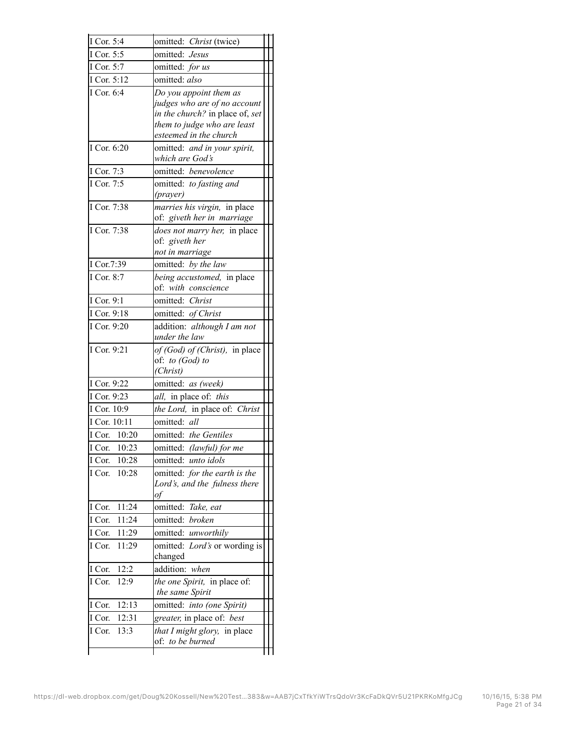| | | | |
|---|---|---|---|
| I Cor. 5:4 | omitted: *Christ* (twice) | | |
| I Cor. 5:5 | omitted: *Jesus* | | |
| I Cor. 5:7 | omitted: *for us* | | |
| I Cor. 5:12 | omitted: *also* | | |
| I Cor. 6:4 | *Do you appoint them as judges who are of no account in the church?* in place of, *set them to judge who are least esteemed in the church* | | |
| I Cor. 6:20 | omitted: *and in your spirit, which are God's* | | |
| I Cor. 7:3 | omitted: *benevolence* | | |
| I Cor. 7:5 | omitted: *to fasting and (prayer)* | | |
| I Cor. 7:38 | *marries his virgin,* in place of: *giveth her in marriage* | | |
| I Cor. 7:38 | *does not marry her,* in place of: *giveth her not in marriage* | | |
| I Cor.7:39 | omitted: *by the law* | | |
| I Cor. 8:7 | *being accustomed,* in place of: *with conscience* | | |
| I Cor. 9:1 | omitted: *Christ* | | |
| I Cor. 9:18 | omitted: *of Christ* | | |
| I Cor. 9:20 | addition: *although I am not under the law* | | |
| I Cor. 9:21 | *of (God) of (Christ),* in place of: *to (God) to (Christ)* | | |
| I Cor. 9:22 | omitted: *as (week)* | | |
| I Cor. 9:23 | *all,* in place of: *this* | | |
| I Cor. 10:9 | *the Lord,* in place of: *Christ* | | |
| I Cor. 10:11 | omitted: *all* | | |
| I Cor. 10:20 | omitted: *the Gentiles* | | |
| I Cor. 10:23 | omitted: *(lawful) for me* | | |
| I Cor. 10:28 | omitted: *unto idols* | | |
| I Cor. 10:28 | omitted: *for the earth is the Lord's, and the fulness there of* | | |
| I Cor. 11:24 | omitted: *Take, eat* | | |
| I Cor. 11:24 | omitted: *broken* | | |
| I Cor. 11:29 | omitted: *unworthily* | | |
| I Cor. 11:29 | omitted: *Lord's* or wording is changed | | |
| I Cor. 12:2 | addition: *when* | | |
| I Cor. 12:9 | *the one Spirit,* in place of: *the same Spirit* | | |
| I Cor. 12:13 | omitted: *into (one Spirit)* | | |
| I Cor. 12:31 | *greater,* in place of: *best* | | |
| I Cor. 13:3 | *that I might glory,* in place of: *to be burned* | | |
| | | | |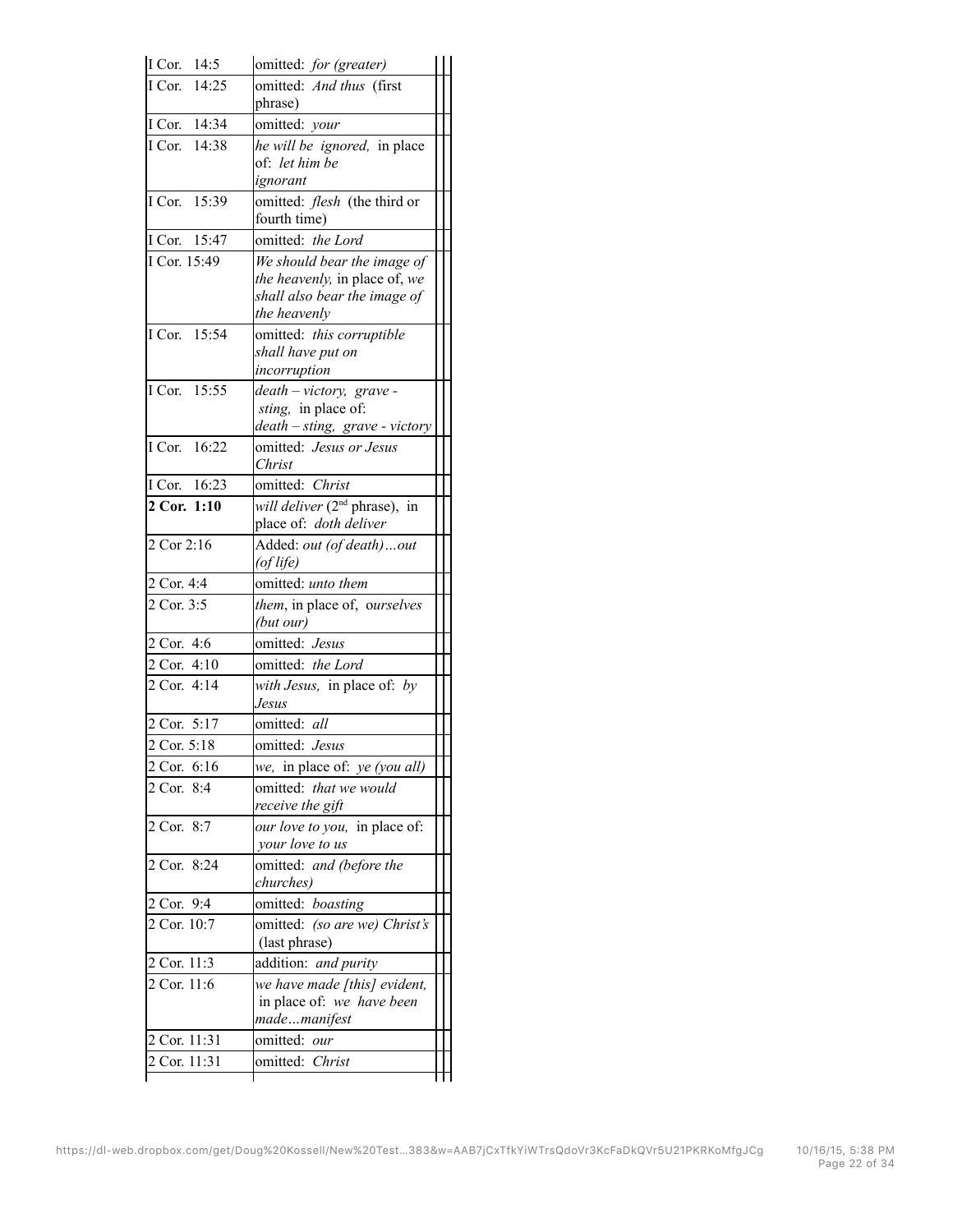| | | | |
|---|---|---|---|
| I Cor. 14:5 | omitted: *for (greater)* | | |
| I Cor. 14:25 | omitted: *And thus* (first phrase) | | |
| I Cor. 14:34 | omitted: *your* | | |
| I Cor. 14:38 | *he will be ignored,* in place of: *let him be ignorant* | | |
| I Cor. 15:39 | omitted: *flesh* (the third or fourth time) | | |
| I Cor. 15:47 | omitted: *the Lord* | | |
| I Cor. 15:49 | *We should bear the image of the heavenly,* in place of, *we shall also bear the image of the heavenly* | | |
| I Cor. 15:54 | omitted: *this corruptible shall have put on incorruption* | | |
| I Cor. 15:55 | *death – victory, grave - sting,* in place of: *death – sting, grave - victory* | | |
| I Cor. 16:22 | omitted: *Jesus or Jesus Christ* | | |
| I Cor. 16:23 | omitted: *Christ* | | |
| **2 Cor. 1:10** | *will deliver* (2nd phrase), in place of: *doth deliver* | | |
| 2 Cor 2:16 | Added: *out (of death)…out (of life)* | | |
| 2 Cor. 4:4 | omitted: *unto them* | | |
| 2 Cor. 3:5 | *them*, in place of, *ourselves (but our)* | | |
| 2 Cor. 4:6 | omitted: *Jesus* | | |
| 2 Cor. 4:10 | omitted: *the Lord* | | |
| 2 Cor. 4:14 | *with Jesus,* in place of: *by Jesus* | | |
| 2 Cor. 5:17 | omitted: *all* | | |
| 2 Cor. 5:18 | omitted: *Jesus* | | |
| 2 Cor. 6:16 | *we,* in place of: *ye (you all)* | | |
| 2 Cor. 8:4 | omitted: *that we would receive the gift* | | |
| 2 Cor. 8:7 | *our love to you,* in place of: *your love to us* | | |
| 2 Cor. 8:24 | omitted: *and (before the churches)* | | |
| 2 Cor. 9:4 | omitted: *boasting* | | |
| 2 Cor. 10:7 | omitted: *(so are we) Christ's* (last phrase) | | |
| 2 Cor. 11:3 | addition: *and purity* | | |
| 2 Cor. 11:6 | *we have made [this] evident,* in place of: *we have been made…manifest* | | |
| 2 Cor. 11:31 | omitted: *our* | | |
| 2 Cor. 11:31 | omitted: *Christ* | | |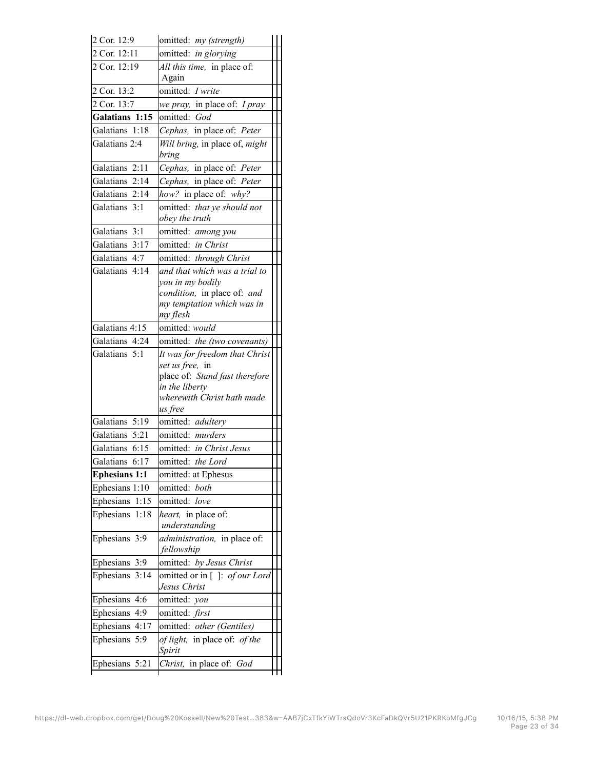| | | | |
|---|---|---|---|
| 2 Cor. 12:9 | omitted: *my (strength)* | | |
| 2 Cor. 12:11 | omitted: *in glorying* | | |
| 2 Cor. 12:19 | *All this time,* in place of: Again | | |
| 2 Cor. 13:2 | omitted: *I write* | | |
| 2 Cor. 13:7 | *we pray,* in place of: *I pray* | | |
| **Galatians 1:15** | omitted: *God* | | |
| Galatians 1:18 | *Cephas,* in place of: *Peter* | | |
| Galatians 2:4 | *Will bring,* in place of, *might bring* | | |
| Galatians 2:11 | *Cephas,* in place of: *Peter* | | |
| Galatians 2:14 | *Cephas,* in place of: *Peter* | | |
| Galatians 2:14 | *how?* in place of: *why?* | | |
| Galatians 3:1 | omitted: *that ye should not obey the truth* | | |
| Galatians 3:1 | omitted: *among you* | | |
| Galatians 3:17 | omitted: *in Christ* | | |
| Galatians 4:7 | omitted: *through Christ* | | |
| Galatians 4:14 | *and that which was a trial to you in my bodily condition,* in place of: *and my temptation which was in my flesh* | | |
| Galatians 4:15 | omitted: *would* | | |
| Galatians 4:24 | omitted: *the (two covenants)* | | |
| Galatians 5:1 | *It was for freedom that Christ set us free,* in place of: *Stand fast therefore in the liberty wherewith Christ hath made us free* | | |
| Galatians 5:19 | omitted: *adultery* | | |
| Galatians 5:21 | omitted: *murders* | | |
| Galatians 6:15 | omitted: *in Christ Jesus* | | |
| Galatians 6:17 | omitted: *the Lord* | | |
| **Ephesians 1:1** | omitted: at Ephesus | | |
| Ephesians 1:10 | omitted: *both* | | |
| Ephesians 1:15 | omitted: *love* | | |
| Ephesians 1:18 | *heart,* in place of: *understanding* | | |
| Ephesians 3:9 | *administration,* in place of: *fellowship* | | |
| Ephesians 3:9 | omitted: *by Jesus Christ* | | |
| Ephesians 3:14 | omitted or in [ ]: *of our Lord Jesus Christ* | | |
| Ephesians 4:6 | omitted: *you* | | |
| Ephesians 4:9 | omitted: *first* | | |
| Ephesians 4:17 | omitted: *other (Gentiles)* | | |
| Ephesians 5:9 | *of light,* in place of: *of the Spirit* | | |
| Ephesians 5:21 | *Christ,* in place of: *God* | | |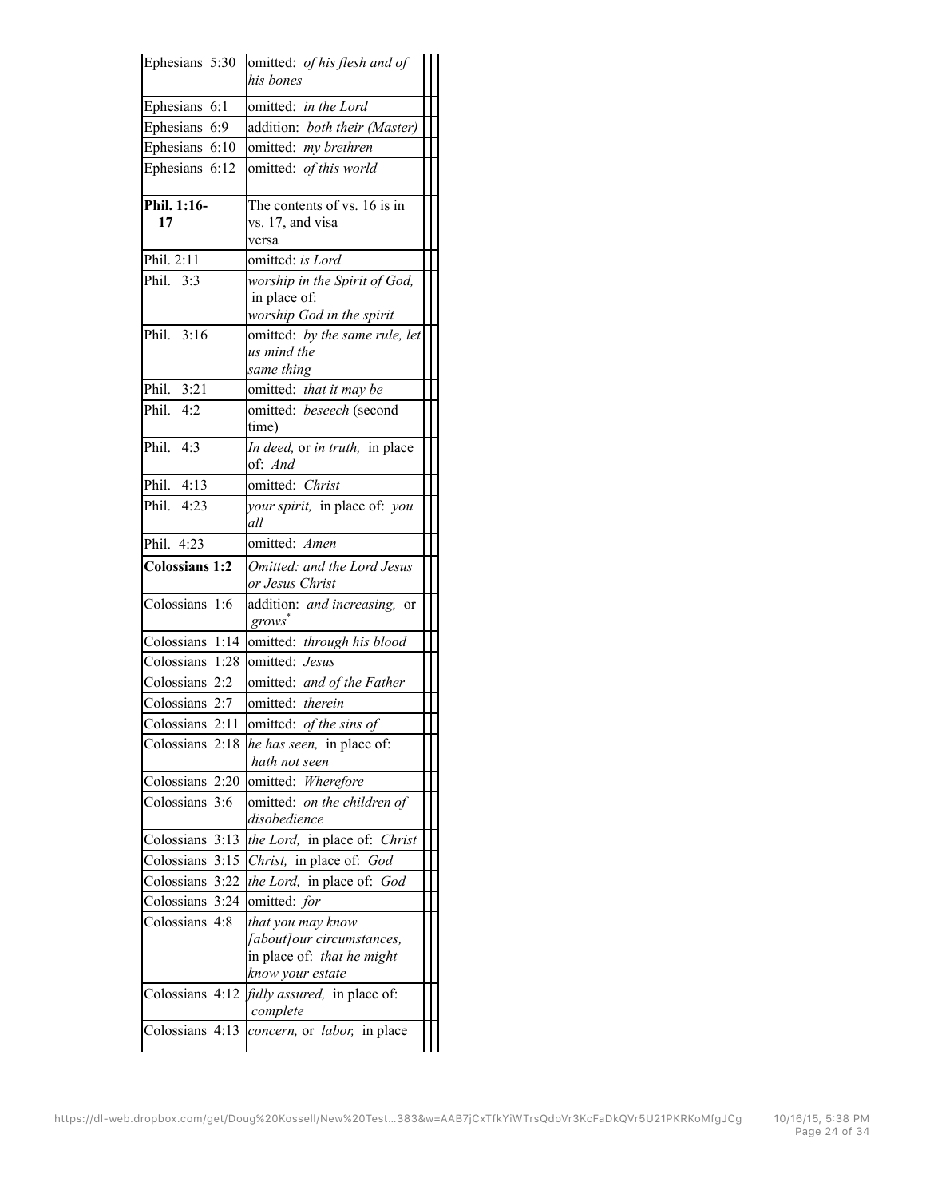| | | | |
|---|---|---|---|
| Ephesians 5:30 | omitted: *of his flesh and of his bones* | | |
| Ephesians 6:1 | omitted: *in the Lord* | | |
| Ephesians 6:9 | addition: *both their (Master)* | | |
| Ephesians 6:10 | omitted: *my brethren* | | |
| Ephesians 6:12 | omitted: *of this world* | | |
| **Phil. 1:16-17** | The contents of vs. 16 is in vs. 17, and visa versa | | |
| Phil. 2:11 | omitted: *is Lord* | | |
| Phil. 3:3 | *worship in the Spirit of God,* in place of: *worship God in the spirit* | | |
| Phil. 3:16 | omitted: *by the same rule, let us mind the same thing* | | |
| Phil. 3:21 | omitted: *that it may be* | | |
| Phil. 4:2 | omitted: *beseech* (second time) | | |
| Phil. 4:3 | *In deed,* or *in truth,* in place of: *And* | | |
| Phil. 4:13 | omitted: *Christ* | | |
| Phil. 4:23 | *your spirit,* in place of: *you all* | | |
| Phil. 4:23 | omitted: *Amen* | | |
| **Colossians 1:2** | *Omitted: and the Lord Jesus or Jesus Christ* | | |
| Colossians 1:6 | addition: *and increasing,* or *grows*[*] | | |
| Colossians 1:14 | omitted: *through his blood* | | |
| Colossians 1:28 | omitted: *Jesus* | | |
| Colossians 2:2 | omitted: *and of the Father* | | |
| Colossians 2:7 | omitted: *therein* | | |
| Colossians 2:11 | omitted: *of the sins of* | | |
| Colossians 2:18 | *he has seen,* in place of: *hath not seen* | | |
| Colossians 2:20 | omitted: *Wherefore* | | |
| Colossians 3:6 | omitted: *on the children of disobedience* | | |
| Colossians 3:13 | *the Lord,* in place of: *Christ* | | |
| Colossians 3:15 | *Christ,* in place of: *God* | | |
| Colossians 3:22 | *the Lord,* in place of: *God* | | |
| Colossians 3:24 | omitted: *for* | | |
| Colossians 4:8 | *that you may know [about]our circumstances,* in place of: *that he might know your estate* | | |
| Colossians 4:12 | *fully assured,* in place of: *complete* | | |
| Colossians 4:13 | *concern,* or *labor,* in place | | |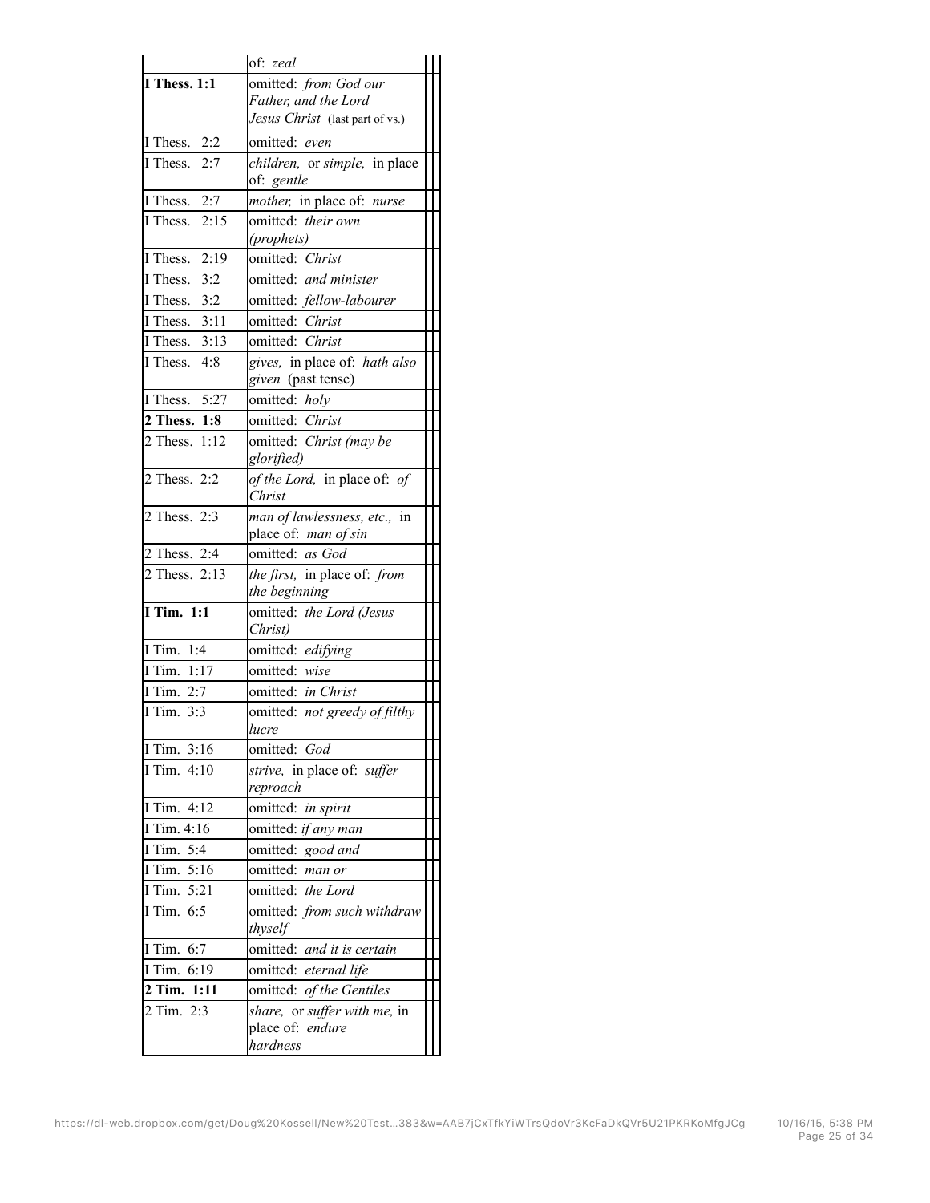| | |
|---|---|
| | of: *zeal* |
| **I Thess. 1:1** | omitted: *from God our Father, and the Lord Jesus Christ* (last part of vs.) |
| I Thess. 2:2 | omitted: *even* |
| I Thess. 2:7 | *children,* or *simple,* in place of: *gentle* |
| I Thess. 2:7 | *mother,* in place of: *nurse* |
| I Thess. 2:15 | omitted: *their own (prophets)* |
| I Thess. 2:19 | omitted: *Christ* |
| I Thess. 3:2 | omitted: *and minister* |
| I Thess. 3:2 | omitted: *fellow-labourer* |
| I Thess. 3:11 | omitted: *Christ* |
| I Thess. 3:13 | omitted: *Christ* |
| I Thess. 4:8 | *gives,* in place of: *hath also given* (past tense) |
| I Thess. 5:27 | omitted: *holy* |
| **2 Thess. 1:8** | omitted: *Christ* |
| 2 Thess. 1:12 | omitted: *Christ (may be glorified)* |
| 2 Thess. 2:2 | *of the Lord,* in place of: *of Christ* |
| 2 Thess. 2:3 | *man of lawlessness, etc.,* in place of: *man of sin* |
| 2 Thess. 2:4 | omitted: *as God* |
| 2 Thess. 2:13 | *the first,* in place of: *from the beginning* |
| **I Tim. 1:1** | omitted: *the Lord (Jesus Christ)* |
| I Tim. 1:4 | omitted: *edifying* |
| I Tim. 1:17 | omitted: *wise* |
| I Tim. 2:7 | omitted: *in Christ* |
| I Tim. 3:3 | omitted: *not greedy of filthy lucre* |
| I Tim. 3:16 | omitted: *God* |
| I Tim. 4:10 | *strive,* in place of: *suffer reproach* |
| I Tim. 4:12 | omitted: *in spirit* |
| I Tim. 4:16 | omitted: *if any man* |
| I Tim. 5:4 | omitted: *good and* |
| I Tim. 5:16 | omitted: *man or* |
| I Tim. 5:21 | omitted: *the Lord* |
| I Tim. 6:5 | omitted: *from such withdraw thyself* |
| I Tim. 6:7 | omitted: *and it is certain* |
| I Tim. 6:19 | omitted: *eternal life* |
| **2 Tim. 1:11** | omitted: *of the Gentiles* |
| 2 Tim. 2:3 | *share,* or *suffer with me,* in place of: *endure hardness* |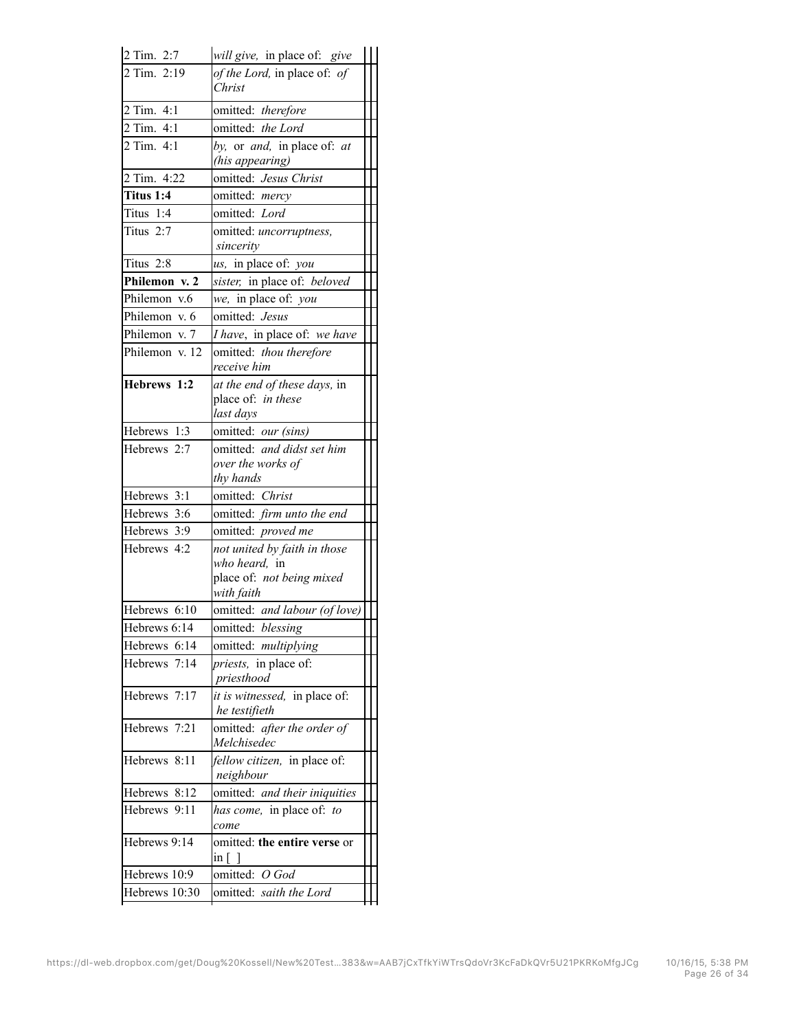| | | | |
|---|---|---|---|
| 2 Tim. 2:7 | *will give,* in place of: *give* | | |
| 2 Tim. 2:19 | *of the Lord,* in place of: *of Christ* | | |
| 2 Tim. 4:1 | omitted: *therefore* | | |
| 2 Tim. 4:1 | omitted: *the Lord* | | |
| 2 Tim. 4:1 | *by,* or *and,* in place of: *at (his appearing)* | | |
| 2 Tim. 4:22 | omitted: *Jesus Christ* | | |
| **Titus 1:4** | omitted: *mercy* | | |
| Titus 1:4 | omitted: *Lord* | | |
| Titus 2:7 | omitted: *uncorruptness, sincerity* | | |
| Titus 2:8 | *us,* in place of: *you* | | |
| **Philemon v. 2** | *sister,* in place of: *beloved* | | |
| Philemon v.6 | *we,* in place of: *you* | | |
| Philemon v. 6 | omitted: *Jesus* | | |
| Philemon v. 7 | *I have*, in place of: *we have* | | |
| Philemon v. 12 | omitted: *thou therefore receive him* | | |
| **Hebrews 1:2** | *at the end of these days,* in place of: *in these last days* | | |
| Hebrews 1:3 | omitted: *our (sins)* | | |
| Hebrews 2:7 | omitted: *and didst set him over the works of thy hands* | | |
| Hebrews 3:1 | omitted: *Christ* | | |
| Hebrews 3:6 | omitted: *firm unto the end* | | |
| Hebrews 3:9 | omitted: *proved me* | | |
| Hebrews 4:2 | *not united by faith in those who heard,* in place of: *not being mixed with faith* | | |
| Hebrews 6:10 | omitted: *and labour (of love)* | | |
| Hebrews 6:14 | omitted: *blessing* | | |
| Hebrews 6:14 | omitted: *multiplying* | | |
| Hebrews 7:14 | *priests,* in place of: *priesthood* | | |
| Hebrews 7:17 | *it is witnessed,* in place of: *he testifieth* | | |
| Hebrews 7:21 | omitted: *after the order of Melchisedec* | | |
| Hebrews 8:11 | *fellow citizen,* in place of: *neighbour* | | |
| Hebrews 8:12 | omitted: *and their iniquities* | | |
| Hebrews 9:11 | *has come,* in place of: *to come* | | |
| Hebrews 9:14 | omitted: **the entire verse** or in [ ] | | |
| Hebrews 10:9 | omitted: *O God* | | |
| Hebrews 10:30 | omitted: *saith the Lord* | | |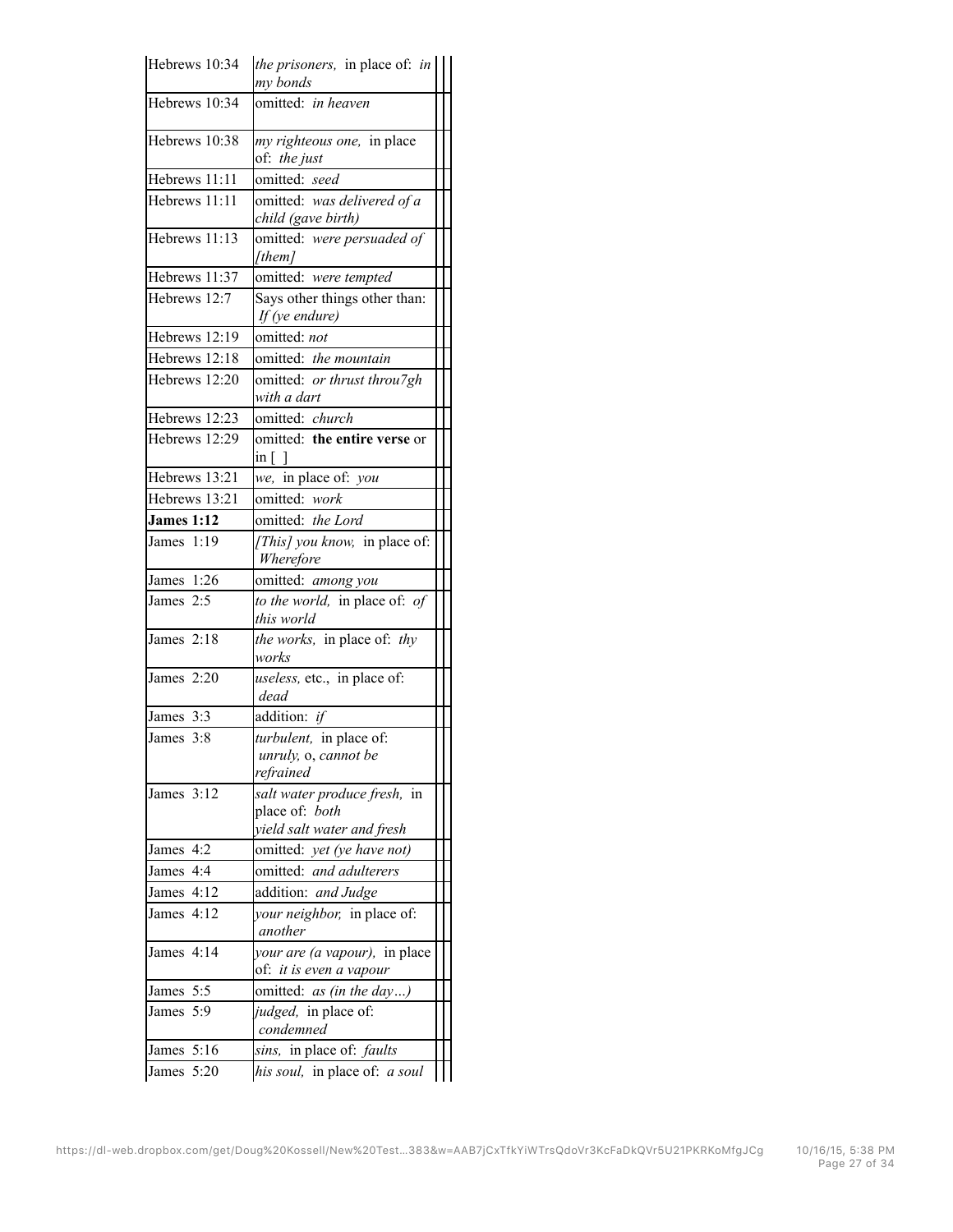| | | | |
|---|---|---|---|
| Hebrews 10:34 | *the prisoners,* in place of: *in my bonds* | | |
| Hebrews 10:34 | omitted: *in heaven* | | |
| Hebrews 10:38 | *my righteous one,* in place of: *the just* | | |
| Hebrews 11:11 | omitted: *seed* | | |
| Hebrews 11:11 | omitted: *was delivered of a child (gave birth)* | | |
| Hebrews 11:13 | omitted: *were persuaded of [them]* | | |
| Hebrews 11:37 | omitted: *were tempted* | | |
| Hebrews 12:7 | Says other things other than: *If (ye endure)* | | |
| Hebrews 12:19 | omitted: *not* | | |
| Hebrews 12:18 | omitted: *the mountain* | | |
| Hebrews 12:20 | omitted: *or thrust throu7gh with a dart* | | |
| Hebrews 12:23 | omitted: *church* | | |
| Hebrews 12:29 | omitted: **the entire verse** or in [ ] | | |
| Hebrews 13:21 | *we,* in place of: *you* | | |
| Hebrews 13:21 | omitted: *work* | | |
| **James 1:12** | omitted: *the Lord* | | |
| James 1:19 | *[This] you know,* in place of: *Wherefore* | | |
| James 1:26 | omitted: *among you* | | |
| James 2:5 | *to the world,* in place of: *of this world* | | |
| James 2:18 | *the works,* in place of: *thy works* | | |
| James 2:20 | *useless,* etc., in place of: *dead* | | |
| James 3:3 | addition: *if* | | |
| James 3:8 | *turbulent,* in place of: *unruly,* o, *cannot be refrained* | | |
| James 3:12 | *salt water produce fresh,* in place of: *both yield salt water and fresh* | | |
| James 4:2 | omitted: *yet (ye have not)* | | |
| James 4:4 | omitted: *and adulterers* | | |
| James 4:12 | addition: *and Judge* | | |
| James 4:12 | *your neighbor,* in place of: *another* | | |
| James 4:14 | *your are (a vapour),* in place of: *it is even a vapour* | | |
| James 5:5 | omitted: *as (in the day…)* | | |
| James 5:9 | *judged,* in place of: *condemned* | | |
| James 5:16 | *sins,* in place of: *faults* | | |
| James 5:20 | *his soul,* in place of: *a soul* | | |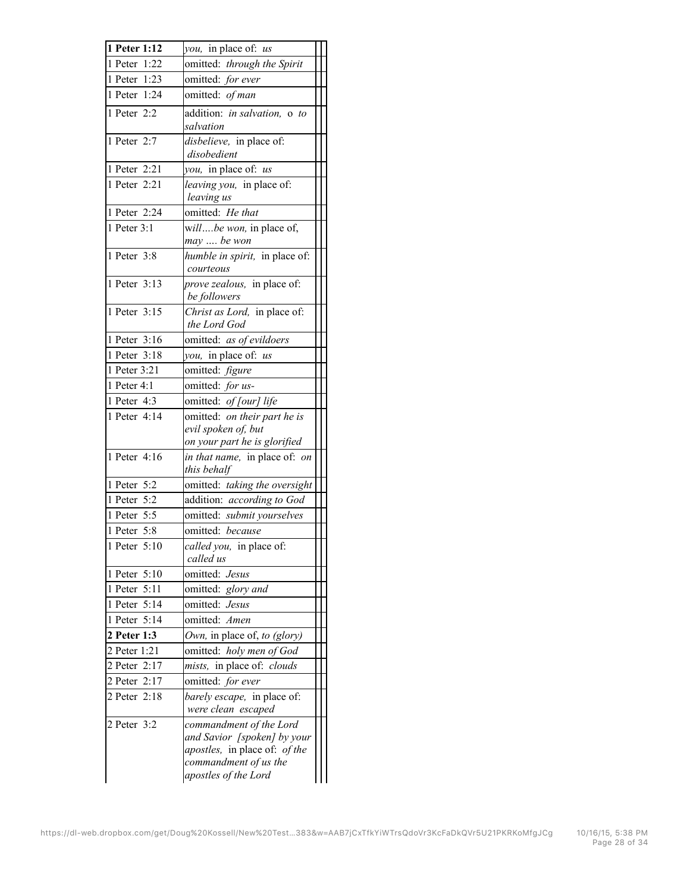| | | | |
|---|---|---|---|
| **1 Peter 1:12** | *you,* in place of: *us* | | |
| 1 Peter 1:22 | omitted: *through the Spirit* | | |
| 1 Peter 1:23 | omitted: *for ever* | | |
| 1 Peter 1:24 | omitted: *of man* | | |
| 1 Peter 2:2 | addition: *in salvation,* o *to salvation* | | |
| 1 Peter 2:7 | *disbelieve,* in place of: *disobedient* | | |
| 1 Peter 2:21 | *you,* in place of: *us* | | |
| 1 Peter 2:21 | *leaving you,* in place of: *leaving us* | | |
| 1 Peter 2:24 | omitted: *He that* | | |
| 1 Peter 3:1 | w*ill….be won,* in place of, *may …. be won* | | |
| 1 Peter 3:8 | *humble in spirit,* in place of: *courteous* | | |
| 1 Peter 3:13 | *prove zealous,* in place of: *be followers* | | |
| 1 Peter 3:15 | *Christ as Lord,* in place of: *the Lord God* | | |
| 1 Peter 3:16 | omitted: *as of evildoers* | | |
| 1 Peter 3:18 | *you,* in place of: *us* | | |
| 1 Peter 3:21 | omitted: *figure* | | |
| 1 Peter 4:1 | omitted: *for us-* | | |
| 1 Peter 4:3 | omitted: *of [our] life* | | |
| 1 Peter 4:14 | omitted: *on their part he is evil spoken of, but on your part he is glorified* | | |
| 1 Peter 4:16 | *in that name,* in place of: *on this behalf* | | |
| 1 Peter 5:2 | omitted: *taking the oversight* | | |
| 1 Peter 5:2 | addition: *according to God* | | |
| 1 Peter 5:5 | omitted: *submit yourselves* | | |
| 1 Peter 5:8 | omitted: *because* | | |
| 1 Peter 5:10 | *called you,* in place of: *called us* | | |
| 1 Peter 5:10 | omitted: *Jesus* | | |
| 1 Peter 5:11 | omitted: *glory and* | | |
| 1 Peter 5:14 | omitted: *Jesus* | | |
| 1 Peter 5:14 | omitted: *Amen* | | |
| **2 Peter 1:3** | *Own,* in place of, *to (glory)* | | |
| 2 Peter 1:21 | omitted: *holy men of God* | | |
| 2 Peter 2:17 | *mists,* in place of: *clouds* | | |
| 2 Peter 2:17 | omitted: *for ever* | | |
| 2 Peter 2:18 | *barely escape,* in place of: *were clean escaped* | | |
| 2 Peter 3:2 | *commandment of the Lord and Savior [spoken] by your apostles,* in place of: *of the commandment of us the apostles of the Lord* | | |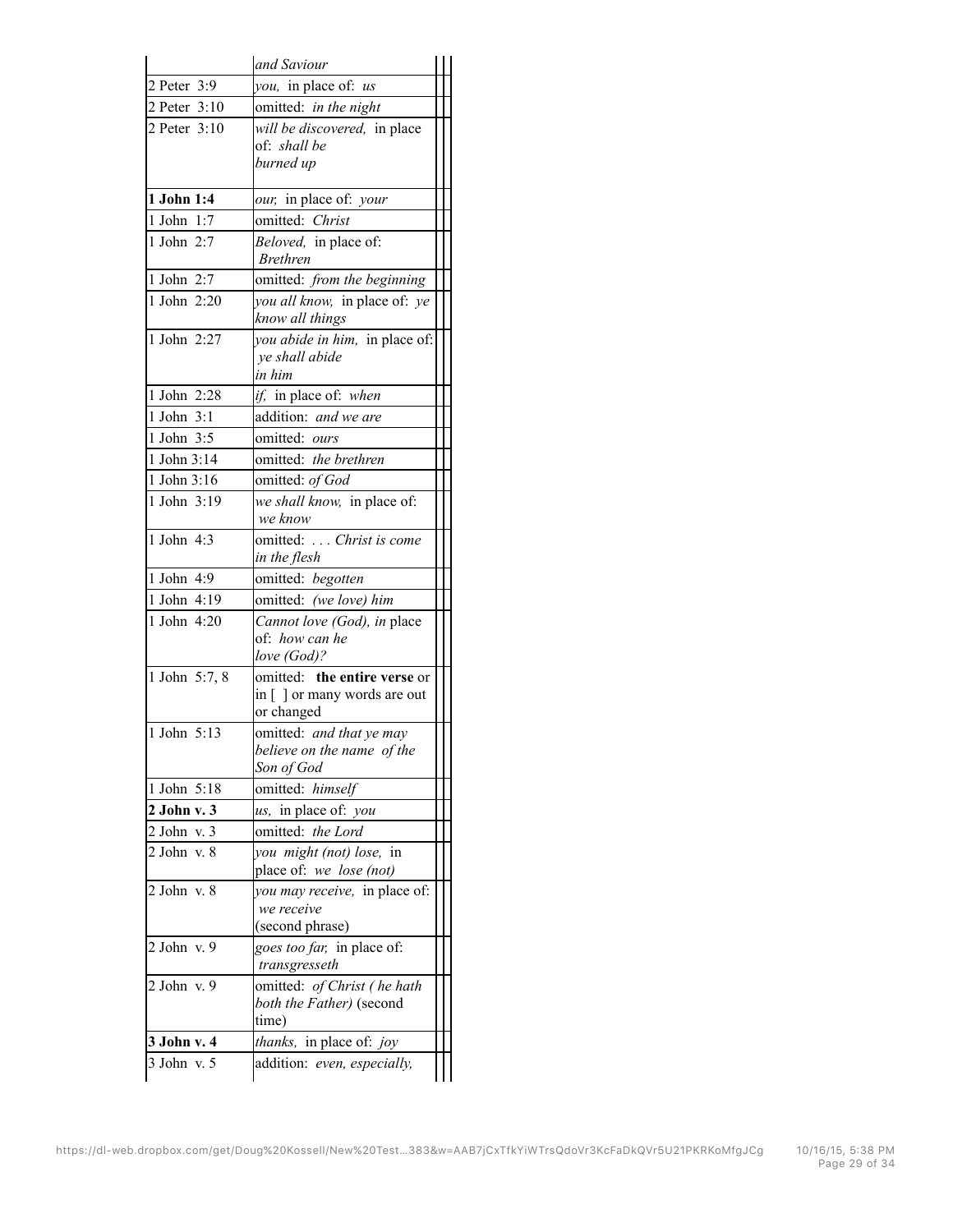| | |
|---|---|
| | *and Saviour* |
| 2 Peter 3:9 | *you,* in place of: *us* |
| 2 Peter 3:10 | omitted: *in the night* |
| 2 Peter 3:10 | *will be discovered,* in place of: *shall be burned up* |
| **1 John 1:4** | *our,* in place of: *your* |
| 1 John 1:7 | omitted: *Christ* |
| 1 John 2:7 | *Beloved,* in place of: *Brethren* |
| 1 John 2:7 | omitted: *from the beginning* |
| 1 John 2:20 | *you all know,* in place of: *ye know all things* |
| 1 John 2:27 | *you abide in him,* in place of: *ye shall abide in him* |
| 1 John 2:28 | *if,* in place of: *when* |
| 1 John 3:1 | addition: *and we are* |
| 1 John 3:5 | omitted: *ours* |
| 1 John 3:14 | omitted: *the brethren* |
| 1 John 3:16 | omitted: *of God* |
| 1 John 3:19 | *we shall know,* in place of: *we know* |
| 1 John 4:3 | omitted: *. . . Christ is come in the flesh* |
| 1 John 4:9 | omitted: *begotten* |
| 1 John 4:19 | omitted: *(we love) him* |
| 1 John 4:20 | *Cannot love (God), in* place of: *how can he love (God)?* |
| 1 John 5:7, 8 | omitted: **the entire verse** or in [ ] or many words are out or changed |
| 1 John 5:13 | omitted: *and that ye may believe on the name of the Son of God* |
| 1 John 5:18 | omitted: *himself* |
| **2 John v. 3** | *us,* in place of: *you* |
| 2 John v. 3 | omitted: *the Lord* |
| 2 John v. 8 | *you might (not) lose,* in place of: *we lose (not)* |
| 2 John v. 8 | *you may receive,* in place of: *we receive* (second phrase) |
| 2 John v. 9 | *goes too far,* in place of: *transgresseth* |
| 2 John v. 9 | omitted: *of Christ ( he hath both the Father)* (second time) |
| **3 John v. 4** | *thanks,* in place of: *joy* |
| 3 John v. 5 | addition: *even, especially,* |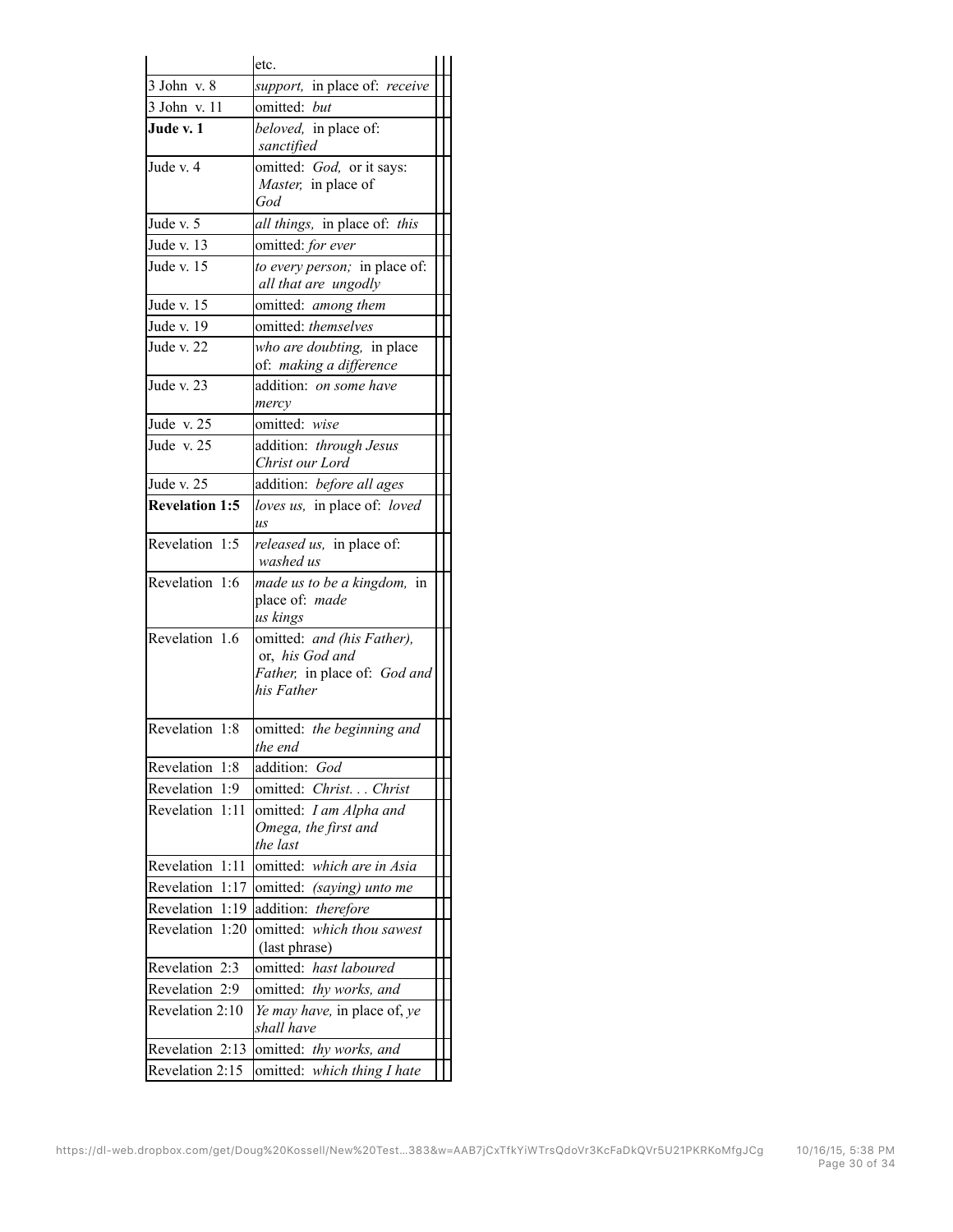| | | | |
|---|---|---|---|
| | etc. | | |
| 3 John v. 8 | *support,* in place of: *receive* | | |
| 3 John v. 11 | omitted: *but* | | |
| **Jude v. 1** | *beloved,* in place of: *sanctified* | | |
| Jude v. 4 | omitted: *God,* or it says: *Master,* in place of *God* | | |
| Jude v. 5 | *all things,* in place of: *this* | | |
| Jude v. 13 | omitted: *for ever* | | |
| Jude v. 15 | *to every person;* in place of: *all that are ungodly* | | |
| Jude v. 15 | omitted: *among them* | | |
| Jude v. 19 | omitted: *themselves* | | |
| Jude v. 22 | *who are doubting,* in place of: *making a difference* | | |
| Jude v. 23 | addition: *on some have mercy* | | |
| Jude v. 25 | omitted: *wise* | | |
| Jude v. 25 | addition: *through Jesus Christ our Lord* | | |
| Jude v. 25 | addition: *before all ages* | | |
| **Revelation 1:5** | *loves us,* in place of: *loved us* | | |
| Revelation 1:5 | *released us,* in place of: *washed us* | | |
| Revelation 1:6 | *made us to be a kingdom,* in place of: *made us kings* | | |
| Revelation 1.6 | omitted: *and (his Father),* or, *his God and Father,* in place of: *God and his Father* | | |
| Revelation 1:8 | omitted: *the beginning and the end* | | |
| Revelation 1:8 | addition: *God* | | |
| Revelation 1:9 | omitted: *Christ. . . Christ* | | |
| Revelation 1:11 | omitted: *I am Alpha and Omega, the first and the last* | | |
| Revelation 1:11 | omitted: *which are in Asia* | | |
| Revelation 1:17 | omitted: *(saying) unto me* | | |
| Revelation 1:19 | addition: *therefore* | | |
| Revelation 1:20 | omitted: *which thou sawest* (last phrase) | | |
| Revelation 2:3 | omitted: *hast laboured* | | |
| Revelation 2:9 | omitted: *thy works, and* | | |
| Revelation 2:10 | *Ye may have,* in place of, *ye shall have* | | |
| Revelation 2:13 | omitted: *thy works, and* | | |
| Revelation 2:15 | omitted: *which thing I hate* | | |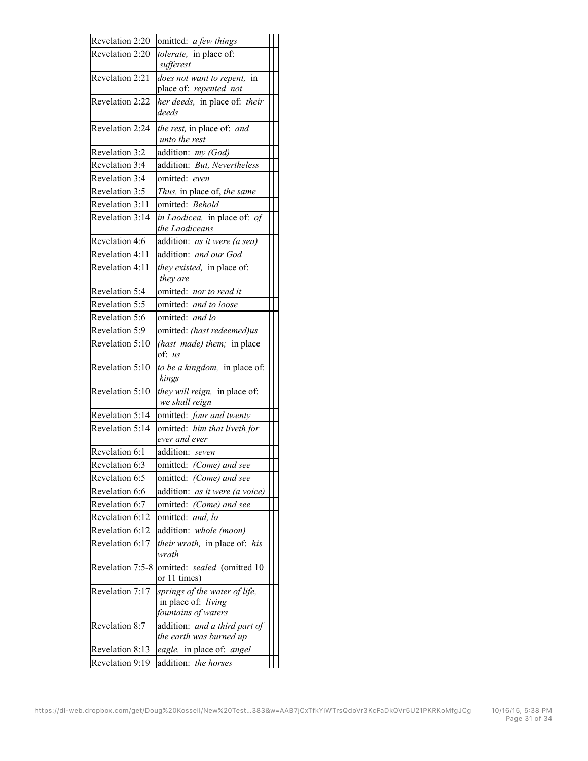| | | | |
|---|---|---|---|
| Revelation 2:20 | omitted: *a few things* | | |
| Revelation 2:20 | *tolerate,* in place of: *sufferest* | | |
| Revelation 2:21 | *does not want to repent,* in place of: *repented not* | | |
| Revelation 2:22 | *her deeds,* in place of: *their deeds* | | |
| Revelation 2:24 | *the rest,* in place of: *and unto the rest* | | |
| Revelation 3:2 | addition: *my (God)* | | |
| Revelation 3:4 | addition: *But, Nevertheless* | | |
| Revelation 3:4 | omitted: *even* | | |
| Revelation 3:5 | *Thus,* in place of, *the same* | | |
| Revelation 3:11 | omitted: *Behold* | | |
| Revelation 3:14 | *in Laodicea,* in place of: *of the Laodiceans* | | |
| Revelation 4:6 | addition: *as it were (a sea)* | | |
| Revelation 4:11 | addition: *and our God* | | |
| Revelation 4:11 | *they existed,* in place of: *they are* | | |
| Revelation 5:4 | omitted: *nor to read it* | | |
| Revelation 5:5 | omitted: *and to loose* | | |
| Revelation 5:6 | omitted: *and lo* | | |
| Revelation 5:9 | omitted: *(hast redeemed)us* | | |
| Revelation 5:10 | *(hast made) them;* in place of: *us* | | |
| Revelation 5:10 | *to be a kingdom,* in place of: *kings* | | |
| Revelation 5:10 | *they will reign,* in place of: *we shall reign* | | |
| Revelation 5:14 | omitted: *four and twenty* | | |
| Revelation 5:14 | omitted: *him that liveth for ever and ever* | | |
| Revelation 6:1 | addition: *seven* | | |
| Revelation 6:3 | omitted: *(Come) and see* | | |
| Revelation 6:5 | omitted: *(Come) and see* | | |
| Revelation 6:6 | addition: *as it were (a voice)* | | |
| Revelation 6:7 | omitted: *(Come) and see* | | |
| Revelation 6:12 | omitted: *and, lo* | | |
| Revelation 6:12 | addition: *whole (moon)* | | |
| Revelation 6:17 | *their wrath,* in place of: *his wrath* | | |
| Revelation 7:5-8 | omitted: *sealed* (omitted 10 or 11 times) | | |
| Revelation 7:17 | *springs of the water of life,* in place of: *living fountains of waters* | | |
| Revelation 8:7 | addition: *and a third part of the earth was burned up* | | |
| Revelation 8:13 | *eagle,* in place of: *angel* | | |
| Revelation 9:19 | addition: *the horses* | | |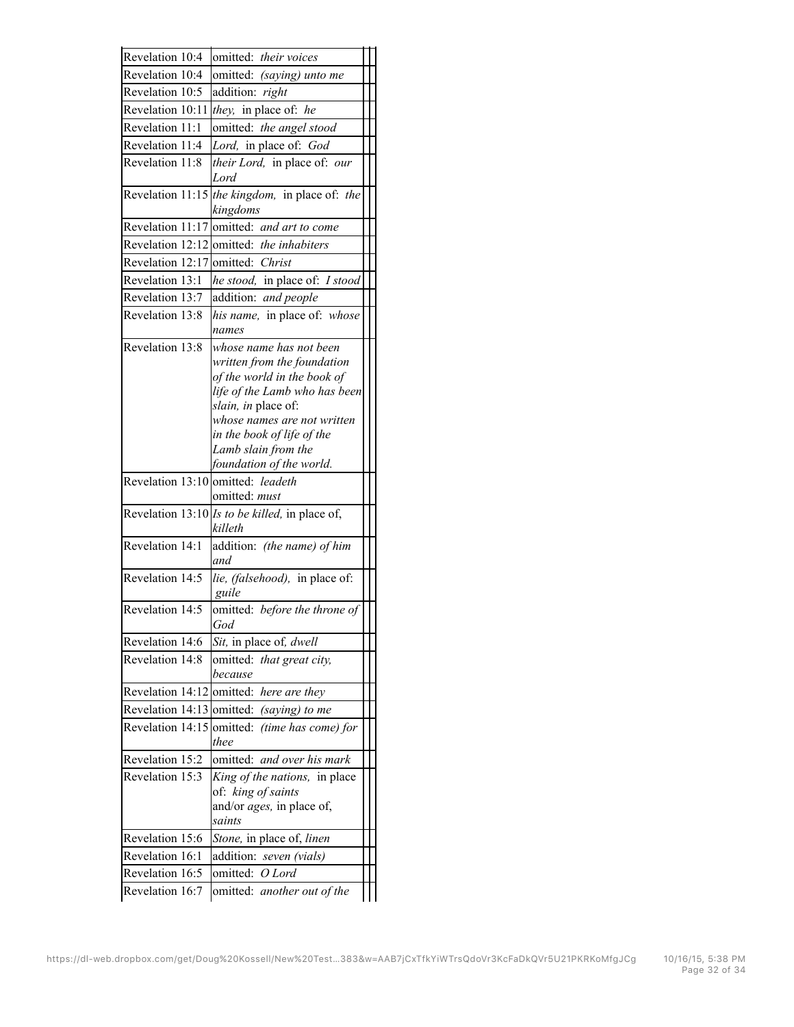| | | | |
|---|---|---|---|
| Revelation 10:4 | omitted: *their voices* | | |
| Revelation 10:4 | omitted: *(saying) unto me* | | |
| Revelation 10:5 | addition: *right* | | |
| Revelation 10:11 | *they,* in place of: *he* | | |
| Revelation 11:1 | omitted: *the angel stood* | | |
| Revelation 11:4 | *Lord,* in place of: *God* | | |
| Revelation 11:8 | *their Lord,* in place of: *our Lord* | | |
| Revelation 11:15 | *the kingdom,* in place of: *the kingdoms* | | |
| Revelation 11:17 | omitted: *and art to come* | | |
| Revelation 12:12 | omitted: *the inhabiters* | | |
| Revelation 12:17 | omitted: *Christ* | | |
| Revelation 13:1 | *he stood,* in place of: *I stood* | | |
| Revelation 13:7 | addition: *and people* | | |
| Revelation 13:8 | *his name,* in place of: *whose names* | | |
| Revelation 13:8 | *whose name has not been written from the foundation of the world in the book of life of the Lamb who has been slain, in* place of: *whose names are not written in the book of life of the Lamb slain from the foundation of the world.* | | |
| Revelation 13:10 | omitted: *leadeth* omitted: *must* | | |
| Revelation 13:10 | *Is to be killed,* in place of, *killeth* | | |
| Revelation 14:1 | addition: *(the name) of him and* | | |
| Revelation 14:5 | *lie, (falsehood),* in place of: *guile* | | |
| Revelation 14:5 | omitted: *before the throne of God* | | |
| Revelation 14:6 | *Sit,* in place of*, dwell* | | |
| Revelation 14:8 | omitted: *that great city, because* | | |
| Revelation 14:12 | omitted: *here are they* | | |
| Revelation 14:13 | omitted: *(saying) to me* | | |
| Revelation 14:15 | omitted: *(time has come) for thee* | | |
| Revelation 15:2 | omitted: *and over his mark* | | |
| Revelation 15:3 | *King of the nations,* in place of: *king of saints* and/or *ages,* in place of, *saints* | | |
| Revelation 15:6 | *Stone,* in place of, *linen* | | |
| Revelation 16:1 | addition: *seven (vials)* | | |
| Revelation 16:5 | omitted: *O Lord* | | |
| Revelation 16:7 | omitted: *another out of the* | | |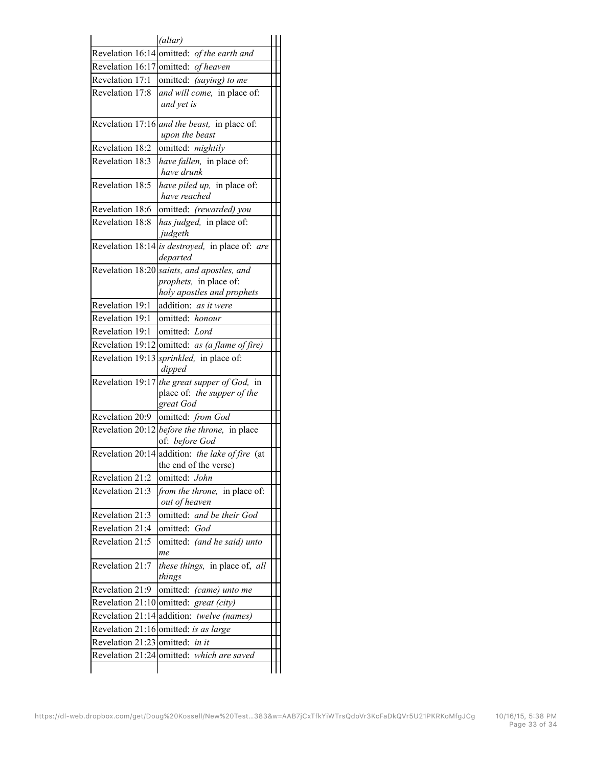| | |
|---|---|
| | *(altar)* |
| Revelation 16:14 | omitted: *of the earth and* |
| Revelation 16:17 | omitted: *of heaven* |
| Revelation 17:1 | omitted: *(saying) to me* |
| Revelation 17:8 | *and will come,* in place of: *and yet is* |
| Revelation 17:16 | *and the beast,* in place of: *upon the beast* |
| Revelation 18:2 | omitted: *mightily* |
| Revelation 18:3 | *have fallen,* in place of: *have drunk* |
| Revelation 18:5 | *have piled up,* in place of: *have reached* |
| Revelation 18:6 | omitted: *(rewarded) you* |
| Revelation 18:8 | *has judged,* in place of: *judgeth* |
| Revelation 18:14 | *is destroyed,* in place of: *are departed* |
| Revelation 18:20 | *saints, and apostles, and prophets,* in place of: *holy apostles and prophets* |
| Revelation 19:1 | addition: *as it were* |
| Revelation 19:1 | omitted: *honour* |
| Revelation 19:1 | omitted: *Lord* |
| Revelation 19:12 | omitted: *as (a flame of fire)* |
| Revelation 19:13 | *sprinkled,* in place of: *dipped* |
| Revelation 19:17 | *the great supper of God,* in place of: *the supper of the great God* |
| Revelation 20:9 | omitted: *from God* |
| Revelation 20:12 | *before the throne,* in place of: *before God* |
| Revelation 20:14 | addition: *the lake of fire* (at the end of the verse) |
| Revelation 21:2 | omitted: *John* |
| Revelation 21:3 | *from the throne,* in place of: *out of heaven* |
| Revelation 21:3 | omitted: *and be their God* |
| Revelation 21:4 | omitted: *God* |
| Revelation 21:5 | omitted: *(and he said) unto me* |
| Revelation 21:7 | *these things,* in place of, *all things* |
| Revelation 21:9 | omitted: *(came) unto me* |
| Revelation 21:10 | omitted: *great (city)* |
| Revelation 21:14 | addition: *twelve (names)* |
| Revelation 21:16 | omitted: *is as large* |
| Revelation 21:23 | omitted: *in it* |
| Revelation 21:24 | omitted: *which are saved* |
| | |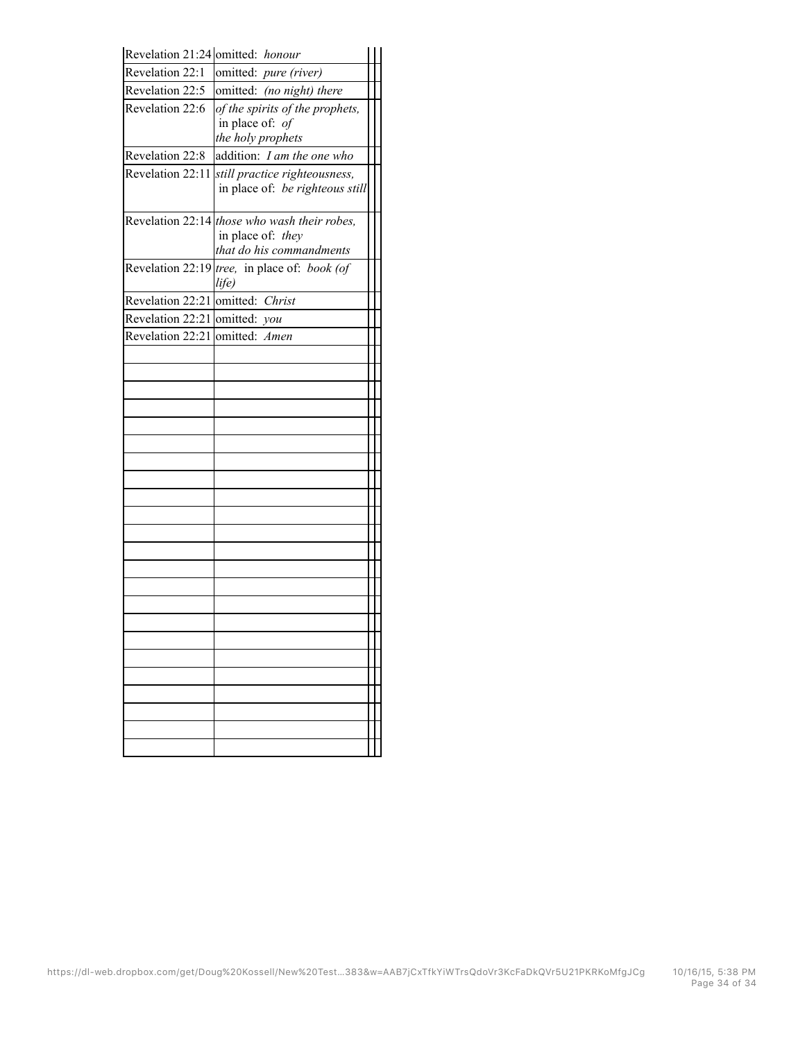| | | | |
|---|---|---|---|
| Revelation 21:24 | omitted: *honour* | | |
| Revelation 22:1 | omitted: *pure (river)* | | |
| Revelation 22:5 | omitted: *(no night) there* | | |
| Revelation 22:6 | *of the spirits of the prophets,* in place of: *of the holy prophets* | | |
| Revelation 22:8 | addition: *I am the one who* | | |
| Revelation 22:11 | *still practice righteousness,* in place of: *be righteous still* | | |
| Revelation 22:14 | *those who wash their robes,* in place of: *they that do his commandments* | | |
| Revelation 22:19 | *tree,* in place of: *book (of life)* | | |
| Revelation 22:21 | omitted: *Christ* | | |
| Revelation 22:21 | omitted: *you* | | |
| Revelation 22:21 | omitted: *Amen* | | |
| | | | |
| | | | |
| | | | |
| | | | |
| | | | |
| | | | |
| | | | |
| | | | |
| | | | |
| | | | |
| | | | |
| | | | |
| | | | |
| | | | |
| | | | |
| | | | |
| | | | |
| | | | |
| | | | |
| | | | |
| | | | |
| | | | |
| | | | |